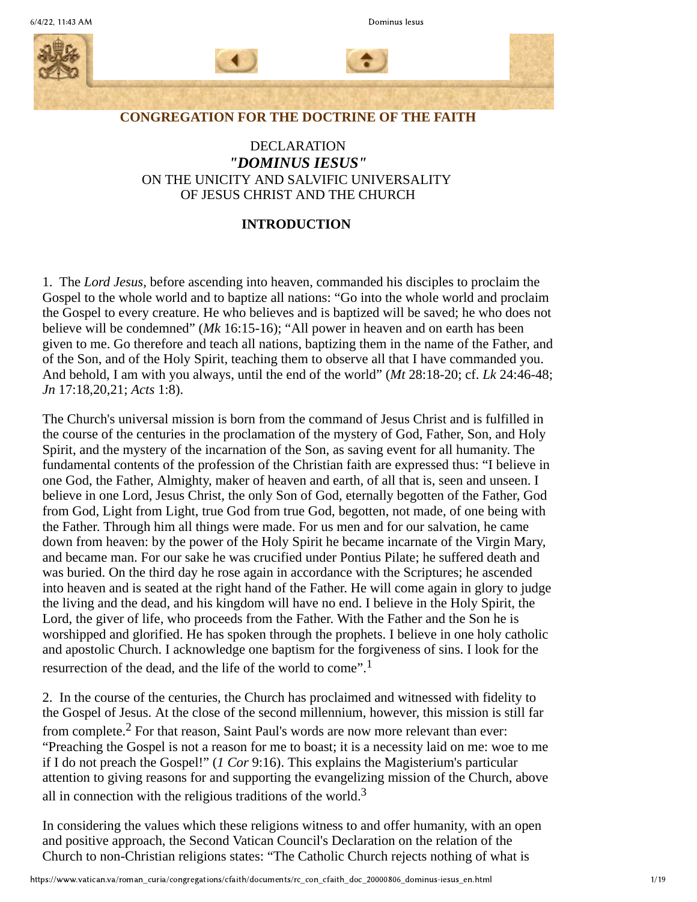## CONGREGATION FOR THE DOCTRINE OF THE FAITH

DECLARATION
***"DOMINUS IESUS"***
ON THE UNICITY AND SALVIFIC UNIVERSALITY
OF JESUS CHRIST AND THE CHURCH

### INTRODUCTION

1. The *Lord Jesus*, before ascending into heaven, commanded his disciples to proclaim the Gospel to the whole world and to baptize all nations: “Go into the whole world and proclaim the Gospel to every creature. He who believes and is baptized will be saved; he who does not believe will be condemned” (*Mk* 16:15-16); “All power in heaven and on earth has been given to me. Go therefore and teach all nations, baptizing them in the name of the Father, and of the Son, and of the Holy Spirit, teaching them to observe all that I have commanded you. And behold, I am with you always, until the end of the world” (*Mt* 28:18-20; cf. *Lk* 24:46-48; *Jn* 17:18,20,21; *Acts* 1:8).

The Church's universal mission is born from the command of Jesus Christ and is fulfilled in the course of the centuries in the proclamation of the mystery of God, Father, Son, and Holy Spirit, and the mystery of the incarnation of the Son, as saving event for all humanity. The fundamental contents of the profession of the Christian faith are expressed thus: “I believe in one God, the Father, Almighty, maker of heaven and earth, of all that is, seen and unseen. I believe in one Lord, Jesus Christ, the only Son of God, eternally begotten of the Father, God from God, Light from Light, true God from true God, begotten, not made, of one being with the Father. Through him all things were made. For us men and for our salvation, he came down from heaven: by the power of the Holy Spirit he became incarnate of the Virgin Mary, and became man. For our sake he was crucified under Pontius Pilate; he suffered death and was buried. On the third day he rose again in accordance with the Scriptures; he ascended into heaven and is seated at the right hand of the Father. He will come again in glory to judge the living and the dead, and his kingdom will have no end. I believe in the Holy Spirit, the Lord, the giver of life, who proceeds from the Father. With the Father and the Son he is worshipped and glorified. He has spoken through the prophets. I believe in one holy catholic and apostolic Church. I acknowledge one baptism for the forgiveness of sins. I look for the resurrection of the dead, and the life of the world to come”.[1]

2. In the course of the centuries, the Church has proclaimed and witnessed with fidelity to the Gospel of Jesus. At the close of the second millennium, however, this mission is still far from complete.[2] For that reason, Saint Paul's words are now more relevant than ever: “Preaching the Gospel is not a reason for me to boast; it is a necessity laid on me: woe to me if I do not preach the Gospel!” (*1 Cor* 9:16). This explains the Magisterium's particular attention to giving reasons for and supporting the evangelizing mission of the Church, above all in connection with the religious traditions of the world.[3]

In considering the values which these religions witness to and offer humanity, with an open and positive approach, the Second Vatican Council's Declaration on the relation of the Church to non-Christian religions states: “The Catholic Church rejects nothing of what is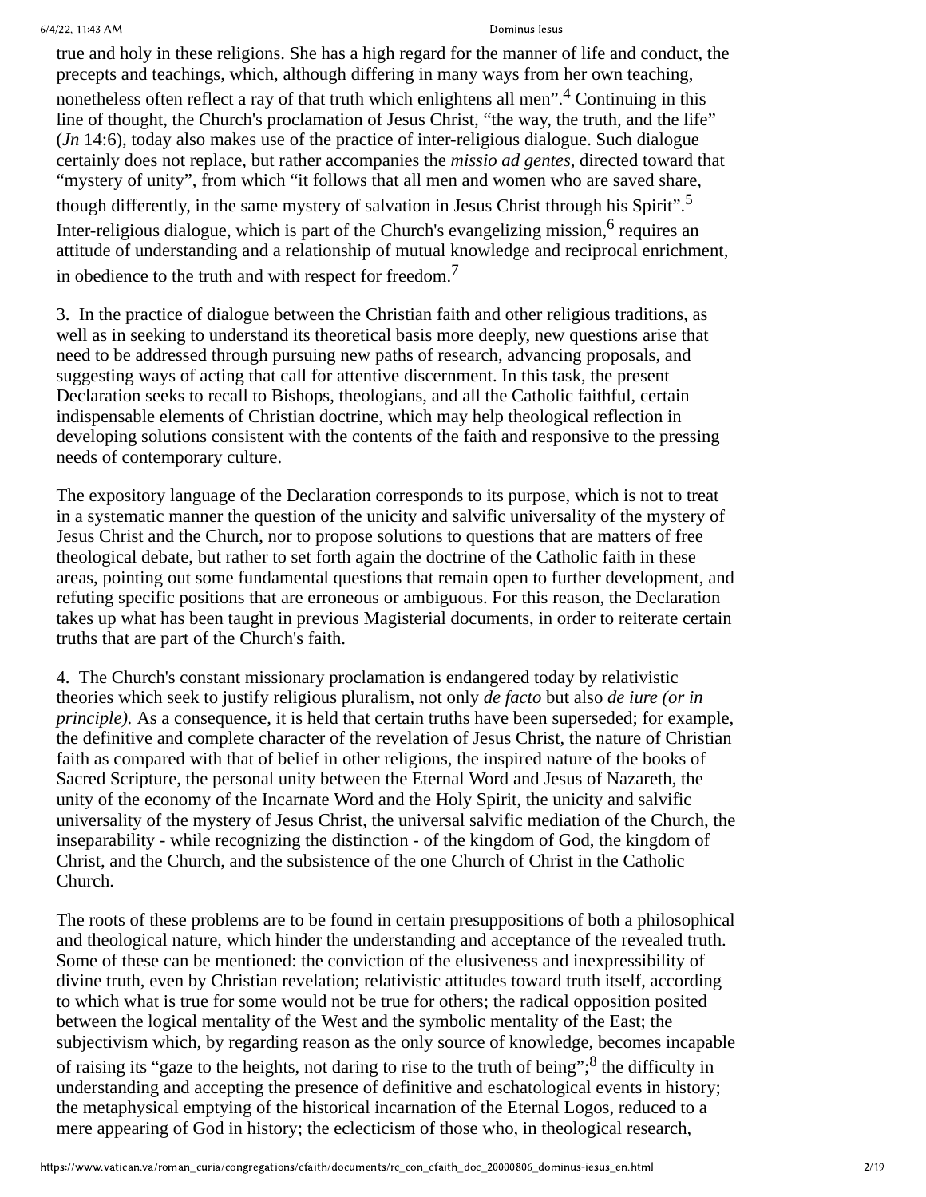true and holy in these religions. She has a high regard for the manner of life and conduct, the precepts and teachings, which, although differing in many ways from her own teaching, nonetheless often reflect a ray of that truth which enlightens all men".[4] Continuing in this line of thought, the Church's proclamation of Jesus Christ, "the way, the truth, and the life" (*Jn* 14:6), today also makes use of the practice of inter-religious dialogue. Such dialogue certainly does not replace, but rather accompanies the *missio ad gentes*, directed toward that "mystery of unity", from which "it follows that all men and women who are saved share, though differently, in the same mystery of salvation in Jesus Christ through his Spirit".[5] Inter-religious dialogue, which is part of the Church's evangelizing mission,[6] requires an attitude of understanding and a relationship of mutual knowledge and reciprocal enrichment, in obedience to the truth and with respect for freedom.[7]

3. In the practice of dialogue between the Christian faith and other religious traditions, as well as in seeking to understand its theoretical basis more deeply, new questions arise that need to be addressed through pursuing new paths of research, advancing proposals, and suggesting ways of acting that call for attentive discernment. In this task, the present Declaration seeks to recall to Bishops, theologians, and all the Catholic faithful, certain indispensable elements of Christian doctrine, which may help theological reflection in developing solutions consistent with the contents of the faith and responsive to the pressing needs of contemporary culture.

The expository language of the Declaration corresponds to its purpose, which is not to treat in a systematic manner the question of the unicity and salvific universality of the mystery of Jesus Christ and the Church, nor to propose solutions to questions that are matters of free theological debate, but rather to set forth again the doctrine of the Catholic faith in these areas, pointing out some fundamental questions that remain open to further development, and refuting specific positions that are erroneous or ambiguous. For this reason, the Declaration takes up what has been taught in previous Magisterial documents, in order to reiterate certain truths that are part of the Church's faith.

4. The Church's constant missionary proclamation is endangered today by relativistic theories which seek to justify religious pluralism, not only *de facto* but also *de iure (or in principle).* As a consequence, it is held that certain truths have been superseded; for example, the definitive and complete character of the revelation of Jesus Christ, the nature of Christian faith as compared with that of belief in other religions, the inspired nature of the books of Sacred Scripture, the personal unity between the Eternal Word and Jesus of Nazareth, the unity of the economy of the Incarnate Word and the Holy Spirit, the unicity and salvific universality of the mystery of Jesus Christ, the universal salvific mediation of the Church, the inseparability - while recognizing the distinction - of the kingdom of God, the kingdom of Christ, and the Church, and the subsistence of the one Church of Christ in the Catholic Church.

The roots of these problems are to be found in certain presuppositions of both a philosophical and theological nature, which hinder the understanding and acceptance of the revealed truth. Some of these can be mentioned: the conviction of the elusiveness and inexpressibility of divine truth, even by Christian revelation; relativistic attitudes toward truth itself, according to which what is true for some would not be true for others; the radical opposition posited between the logical mentality of the West and the symbolic mentality of the East; the subjectivism which, by regarding reason as the only source of knowledge, becomes incapable of raising its "gaze to the heights, not daring to rise to the truth of being";[8] the difficulty in understanding and accepting the presence of definitive and eschatological events in history; the metaphysical emptying of the historical incarnation of the Eternal Logos, reduced to a mere appearing of God in history; the eclecticism of those who, in theological research,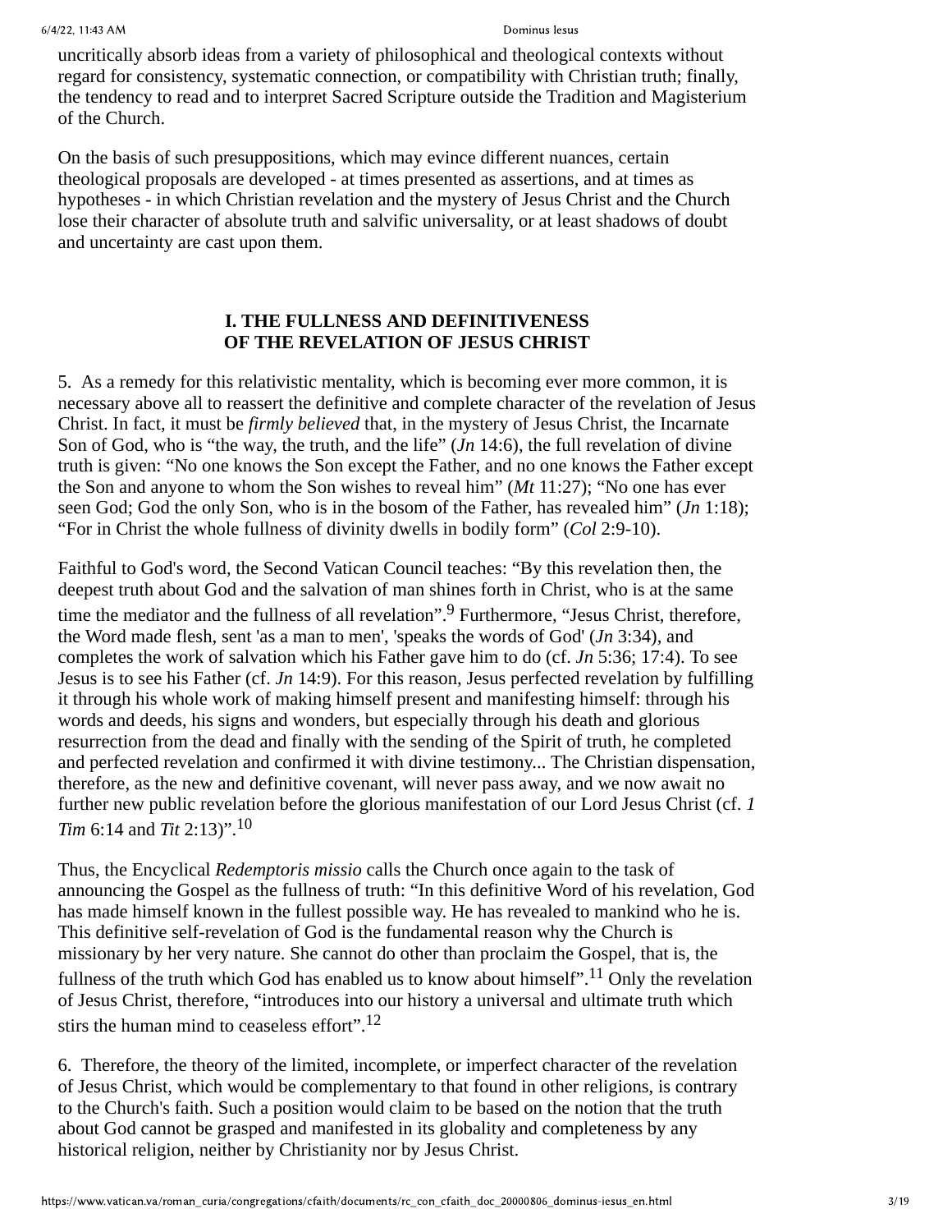uncritically absorb ideas from a variety of philosophical and theological contexts without regard for consistency, systematic connection, or compatibility with Christian truth; finally, the tendency to read and to interpret Sacred Scripture outside the Tradition and Magisterium of the Church.

On the basis of such presuppositions, which may evince different nuances, certain theological proposals are developed - at times presented as assertions, and at times as hypotheses - in which Christian revelation and the mystery of Jesus Christ and the Church lose their character of absolute truth and salvific universality, or at least shadows of doubt and uncertainty are cast upon them.

## I. THE FULLNESS AND DEFINITIVENESS OF THE REVELATION OF JESUS CHRIST

5. As a remedy for this relativistic mentality, which is becoming ever more common, it is necessary above all to reassert the definitive and complete character of the revelation of Jesus Christ. In fact, it must be *firmly believed* that, in the mystery of Jesus Christ, the Incarnate Son of God, who is "the way, the truth, and the life" (*Jn* 14:6), the full revelation of divine truth is given: "No one knows the Son except the Father, and no one knows the Father except the Son and anyone to whom the Son wishes to reveal him" (*Mt* 11:27); "No one has ever seen God; God the only Son, who is in the bosom of the Father, has revealed him" (*Jn* 1:18); "For in Christ the whole fullness of divinity dwells in bodily form" (*Col* 2:9-10).

Faithful to God's word, the Second Vatican Council teaches: "By this revelation then, the deepest truth about God and the salvation of man shines forth in Christ, who is at the same time the mediator and the fullness of all revelation".[9] Furthermore, "Jesus Christ, therefore, the Word made flesh, sent 'as a man to men', 'speaks the words of God' (*Jn* 3:34), and completes the work of salvation which his Father gave him to do (cf. *Jn* 5:36; 17:4). To see Jesus is to see his Father (cf. *Jn* 14:9). For this reason, Jesus perfected revelation by fulfilling it through his whole work of making himself present and manifesting himself: through his words and deeds, his signs and wonders, but especially through his death and glorious resurrection from the dead and finally with the sending of the Spirit of truth, he completed and perfected revelation and confirmed it with divine testimony... The Christian dispensation, therefore, as the new and definitive covenant, will never pass away, and we now await no further new public revelation before the glorious manifestation of our Lord Jesus Christ (cf. *1 Tim* 6:14 and *Tit* 2:13)".[10]

Thus, the Encyclical *Redemptoris missio* calls the Church once again to the task of announcing the Gospel as the fullness of truth: "In this definitive Word of his revelation, God has made himself known in the fullest possible way. He has revealed to mankind who he is. This definitive self-revelation of God is the fundamental reason why the Church is missionary by her very nature. She cannot do other than proclaim the Gospel, that is, the fullness of the truth which God has enabled us to know about himself".[11] Only the revelation of Jesus Christ, therefore, "introduces into our history a universal and ultimate truth which stirs the human mind to ceaseless effort".[12]

6. Therefore, the theory of the limited, incomplete, or imperfect character of the revelation of Jesus Christ, which would be complementary to that found in other religions, is contrary to the Church's faith. Such a position would claim to be based on the notion that the truth about God cannot be grasped and manifested in its globality and completeness by any historical religion, neither by Christianity nor by Jesus Christ.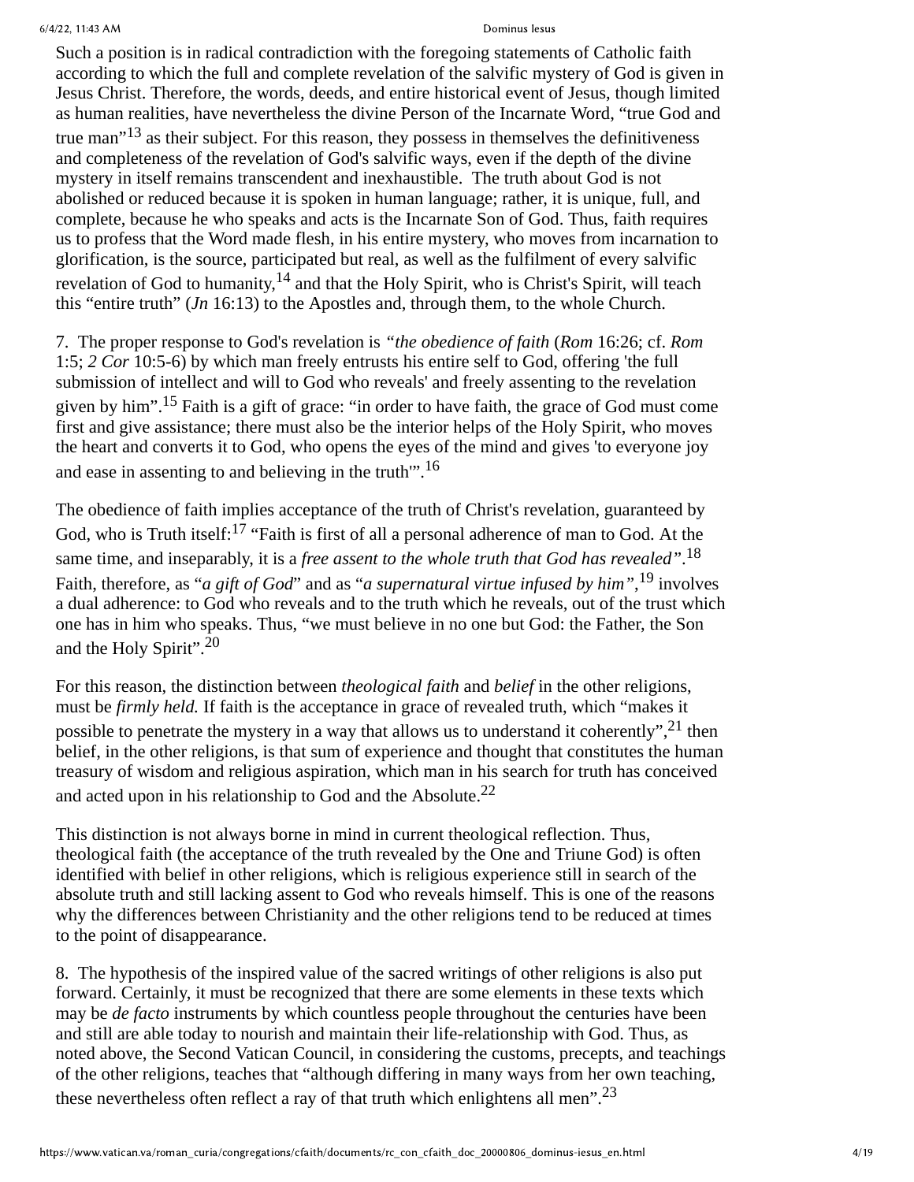Such a position is in radical contradiction with the foregoing statements of Catholic faith according to which the full and complete revelation of the salvific mystery of God is given in Jesus Christ. Therefore, the words, deeds, and entire historical event of Jesus, though limited as human realities, have nevertheless the divine Person of the Incarnate Word, "true God and true man"[13] as their subject. For this reason, they possess in themselves the definitiveness and completeness of the revelation of God's salvific ways, even if the depth of the divine mystery in itself remains transcendent and inexhaustible. The truth about God is not abolished or reduced because it is spoken in human language; rather, it is unique, full, and complete, because he who speaks and acts is the Incarnate Son of God. Thus, faith requires us to profess that the Word made flesh, in his entire mystery, who moves from incarnation to glorification, is the source, participated but real, as well as the fulfilment of every salvific revelation of God to humanity,[14] and that the Holy Spirit, who is Christ's Spirit, will teach this "entire truth" (*Jn* 16:13) to the Apostles and, through them, to the whole Church.

7. The proper response to God's revelation is *"the obedience of faith* (*Rom* 16:26; cf. *Rom* 1:5; *2 Cor* 10:5-6) by which man freely entrusts his entire self to God, offering 'the full submission of intellect and will to God who reveals' and freely assenting to the revelation given by him".[15] Faith is a gift of grace: "in order to have faith, the grace of God must come first and give assistance; there must also be the interior helps of the Holy Spirit, who moves the heart and converts it to God, who opens the eyes of the mind and gives 'to everyone joy and ease in assenting to and believing in the truth'".[16]

The obedience of faith implies acceptance of the truth of Christ's revelation, guaranteed by God, who is Truth itself:[17] "Faith is first of all a personal adherence of man to God. At the same time, and inseparably, it is a *free assent to the whole truth that God has revealed"*.[18] Faith, therefore, as "*a gift of God*" and as "*a supernatural virtue infused by him"*,[19] involves a dual adherence: to God who reveals and to the truth which he reveals, out of the trust which one has in him who speaks. Thus, "we must believe in no one but God: the Father, the Son and the Holy Spirit".[20]

For this reason, the distinction between *theological faith* and *belief* in the other religions, must be *firmly held.* If faith is the acceptance in grace of revealed truth, which "makes it possible to penetrate the mystery in a way that allows us to understand it coherently",[21] then belief, in the other religions, is that sum of experience and thought that constitutes the human treasury of wisdom and religious aspiration, which man in his search for truth has conceived and acted upon in his relationship to God and the Absolute.[22]

This distinction is not always borne in mind in current theological reflection. Thus, theological faith (the acceptance of the truth revealed by the One and Triune God) is often identified with belief in other religions, which is religious experience still in search of the absolute truth and still lacking assent to God who reveals himself. This is one of the reasons why the differences between Christianity and the other religions tend to be reduced at times to the point of disappearance.

8. The hypothesis of the inspired value of the sacred writings of other religions is also put forward. Certainly, it must be recognized that there are some elements in these texts which may be *de facto* instruments by which countless people throughout the centuries have been and still are able today to nourish and maintain their life-relationship with God. Thus, as noted above, the Second Vatican Council, in considering the customs, precepts, and teachings of the other religions, teaches that "although differing in many ways from her own teaching, these nevertheless often reflect a ray of that truth which enlightens all men".[23]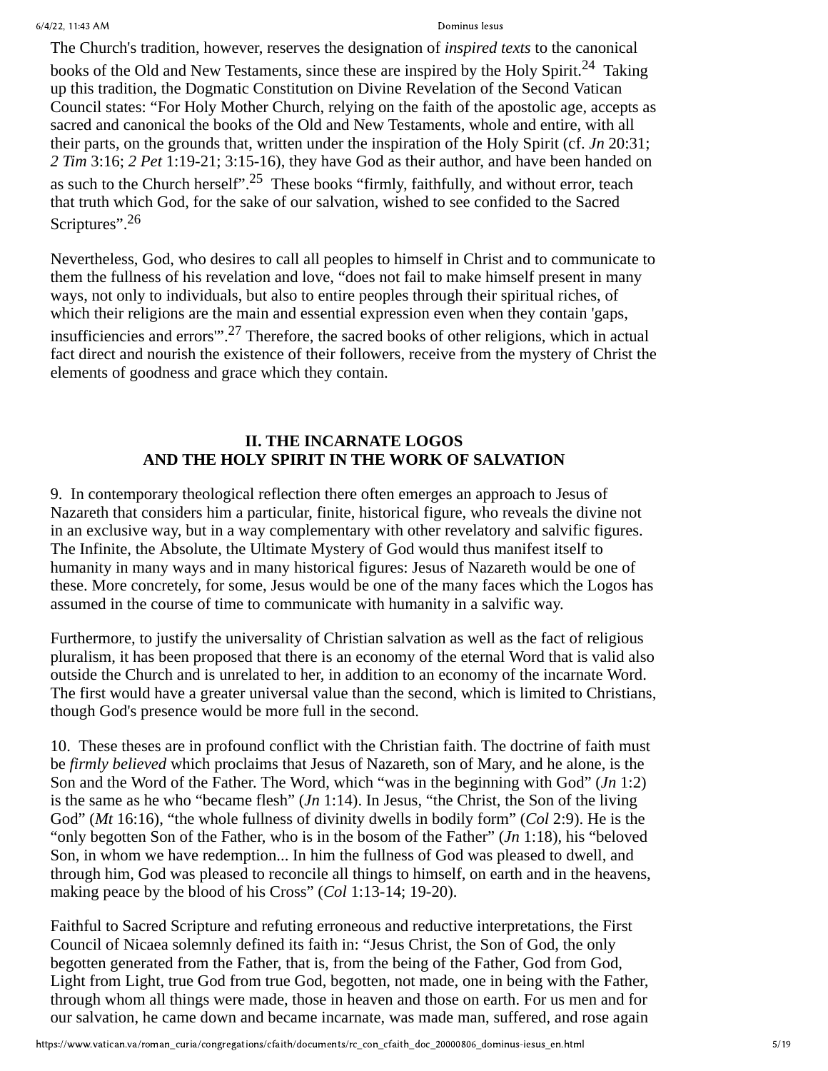The Church's tradition, however, reserves the designation of *inspired texts* to the canonical books of the Old and New Testaments, since these are inspired by the Holy Spirit.[24] Taking up this tradition, the Dogmatic Constitution on Divine Revelation of the Second Vatican Council states: “For Holy Mother Church, relying on the faith of the apostolic age, accepts as sacred and canonical the books of the Old and New Testaments, whole and entire, with all their parts, on the grounds that, written under the inspiration of the Holy Spirit (cf. *Jn* 20:31; *2 Tim* 3:16; *2 Pet* 1:19-21; 3:15-16), they have God as their author, and have been handed on as such to the Church herself”.[25] These books “firmly, faithfully, and without error, teach that truth which God, for the sake of our salvation, wished to see confided to the Sacred Scriptures”.[26]

Nevertheless, God, who desires to call all peoples to himself in Christ and to communicate to them the fullness of his revelation and love, “does not fail to make himself present in many ways, not only to individuals, but also to entire peoples through their spiritual riches, of which their religions are the main and essential expression even when they contain 'gaps, insufficiencies and errors'”.[27] Therefore, the sacred books of other religions, which in actual fact direct and nourish the existence of their followers, receive from the mystery of Christ the elements of goodness and grace which they contain.

## II. THE INCARNATE LOGOS AND THE HOLY SPIRIT IN THE WORK OF SALVATION

9. In contemporary theological reflection there often emerges an approach to Jesus of Nazareth that considers him a particular, finite, historical figure, who reveals the divine not in an exclusive way, but in a way complementary with other revelatory and salvific figures. The Infinite, the Absolute, the Ultimate Mystery of God would thus manifest itself to humanity in many ways and in many historical figures: Jesus of Nazareth would be one of these. More concretely, for some, Jesus would be one of the many faces which the Logos has assumed in the course of time to communicate with humanity in a salvific way.

Furthermore, to justify the universality of Christian salvation as well as the fact of religious pluralism, it has been proposed that there is an economy of the eternal Word that is valid also outside the Church and is unrelated to her, in addition to an economy of the incarnate Word. The first would have a greater universal value than the second, which is limited to Christians, though God's presence would be more full in the second.

10. These theses are in profound conflict with the Christian faith. The doctrine of faith must be *firmly believed* which proclaims that Jesus of Nazareth, son of Mary, and he alone, is the Son and the Word of the Father. The Word, which “was in the beginning with God” (*Jn* 1:2) is the same as he who “became flesh” (*Jn* 1:14). In Jesus, “the Christ, the Son of the living God” (*Mt* 16:16), “the whole fullness of divinity dwells in bodily form” (*Col* 2:9). He is the “only begotten Son of the Father, who is in the bosom of the Father” (*Jn* 1:18), his “beloved Son, in whom we have redemption... In him the fullness of God was pleased to dwell, and through him, God was pleased to reconcile all things to himself, on earth and in the heavens, making peace by the blood of his Cross” (*Col* 1:13-14; 19-20).

Faithful to Sacred Scripture and refuting erroneous and reductive interpretations, the First Council of Nicaea solemnly defined its faith in: “Jesus Christ, the Son of God, the only begotten generated from the Father, that is, from the being of the Father, God from God, Light from Light, true God from true God, begotten, not made, one in being with the Father, through whom all things were made, those in heaven and those on earth. For us men and for our salvation, he came down and became incarnate, was made man, suffered, and rose again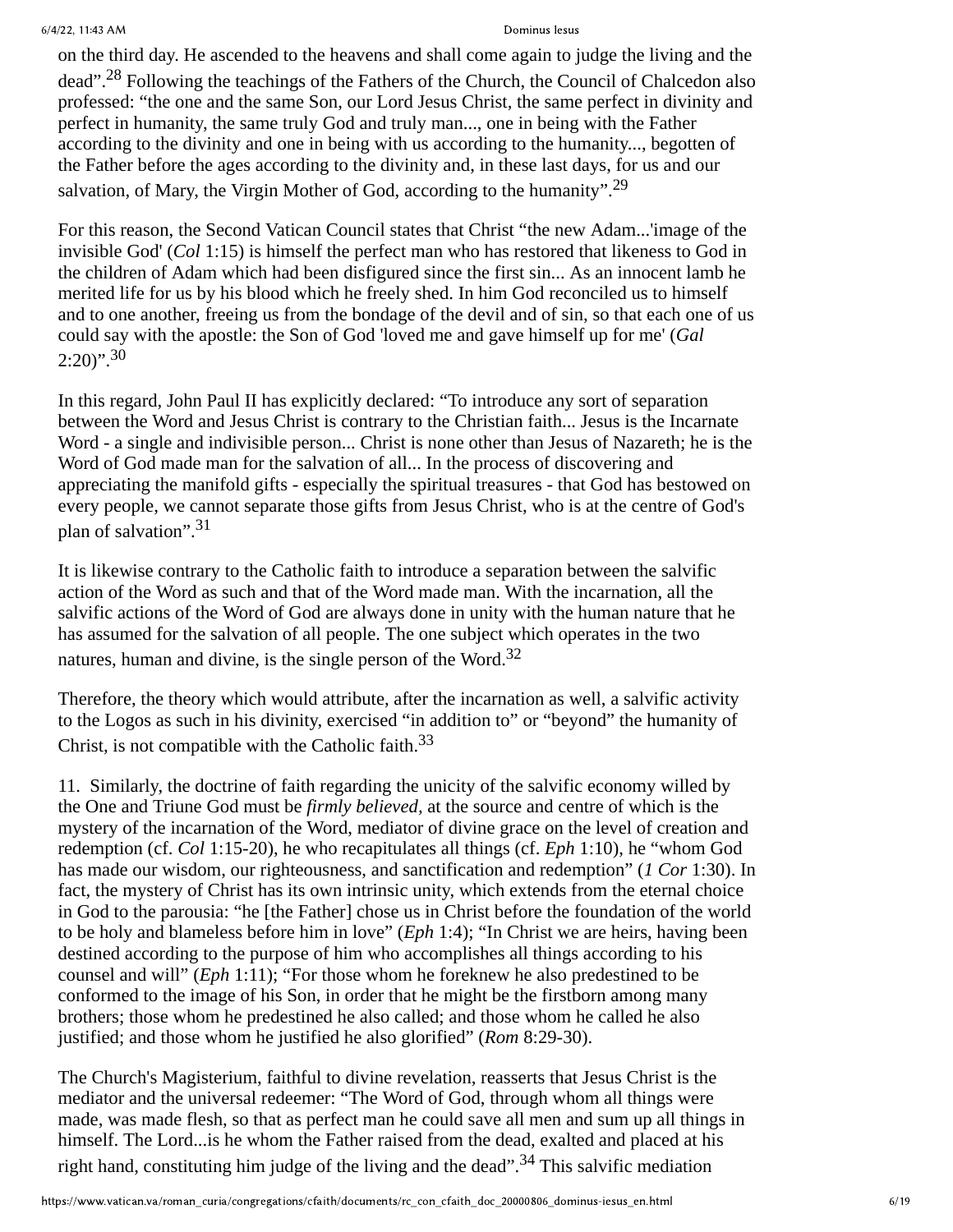on the third day. He ascended to the heavens and shall come again to judge the living and the dead".[28] Following the teachings of the Fathers of the Church, the Council of Chalcedon also professed: "the one and the same Son, our Lord Jesus Christ, the same perfect in divinity and perfect in humanity, the same truly God and truly man..., one in being with the Father according to the divinity and one in being with us according to the humanity..., begotten of the Father before the ages according to the divinity and, in these last days, for us and our salvation, of Mary, the Virgin Mother of God, according to the humanity".[29]

For this reason, the Second Vatican Council states that Christ "the new Adam...'image of the invisible God' (*Col* 1:15) is himself the perfect man who has restored that likeness to God in the children of Adam which had been disfigured since the first sin... As an innocent lamb he merited life for us by his blood which he freely shed. In him God reconciled us to himself and to one another, freeing us from the bondage of the devil and of sin, so that each one of us could say with the apostle: the Son of God 'loved me and gave himself up for me' (*Gal* 2:20)".[30]

In this regard, John Paul II has explicitly declared: "To introduce any sort of separation between the Word and Jesus Christ is contrary to the Christian faith... Jesus is the Incarnate Word - a single and indivisible person... Christ is none other than Jesus of Nazareth; he is the Word of God made man for the salvation of all... In the process of discovering and appreciating the manifold gifts - especially the spiritual treasures - that God has bestowed on every people, we cannot separate those gifts from Jesus Christ, who is at the centre of God's plan of salvation".[31]

It is likewise contrary to the Catholic faith to introduce a separation between the salvific action of the Word as such and that of the Word made man. With the incarnation, all the salvific actions of the Word of God are always done in unity with the human nature that he has assumed for the salvation of all people. The one subject which operates in the two natures, human and divine, is the single person of the Word.[32]

Therefore, the theory which would attribute, after the incarnation as well, a salvific activity to the Logos as such in his divinity, exercised "in addition to" or "beyond" the humanity of Christ, is not compatible with the Catholic faith.[33]

11. Similarly, the doctrine of faith regarding the unicity of the salvific economy willed by the One and Triune God must be *firmly believed,* at the source and centre of which is the mystery of the incarnation of the Word, mediator of divine grace on the level of creation and redemption (cf. *Col* 1:15-20), he who recapitulates all things (cf. *Eph* 1:10), he "whom God has made our wisdom, our righteousness, and sanctification and redemption" (*1 Cor* 1:30). In fact, the mystery of Christ has its own intrinsic unity, which extends from the eternal choice in God to the parousia: "he [the Father] chose us in Christ before the foundation of the world to be holy and blameless before him in love" (*Eph* 1:4); "In Christ we are heirs, having been destined according to the purpose of him who accomplishes all things according to his counsel and will" (*Eph* 1:11); "For those whom he foreknew he also predestined to be conformed to the image of his Son, in order that he might be the firstborn among many brothers; those whom he predestined he also called; and those whom he called he also justified; and those whom he justified he also glorified" (*Rom* 8:29-30).

The Church's Magisterium, faithful to divine revelation, reasserts that Jesus Christ is the mediator and the universal redeemer: "The Word of God, through whom all things were made, was made flesh, so that as perfect man he could save all men and sum up all things in himself. The Lord...is he whom the Father raised from the dead, exalted and placed at his right hand, constituting him judge of the living and the dead".[34] This salvific mediation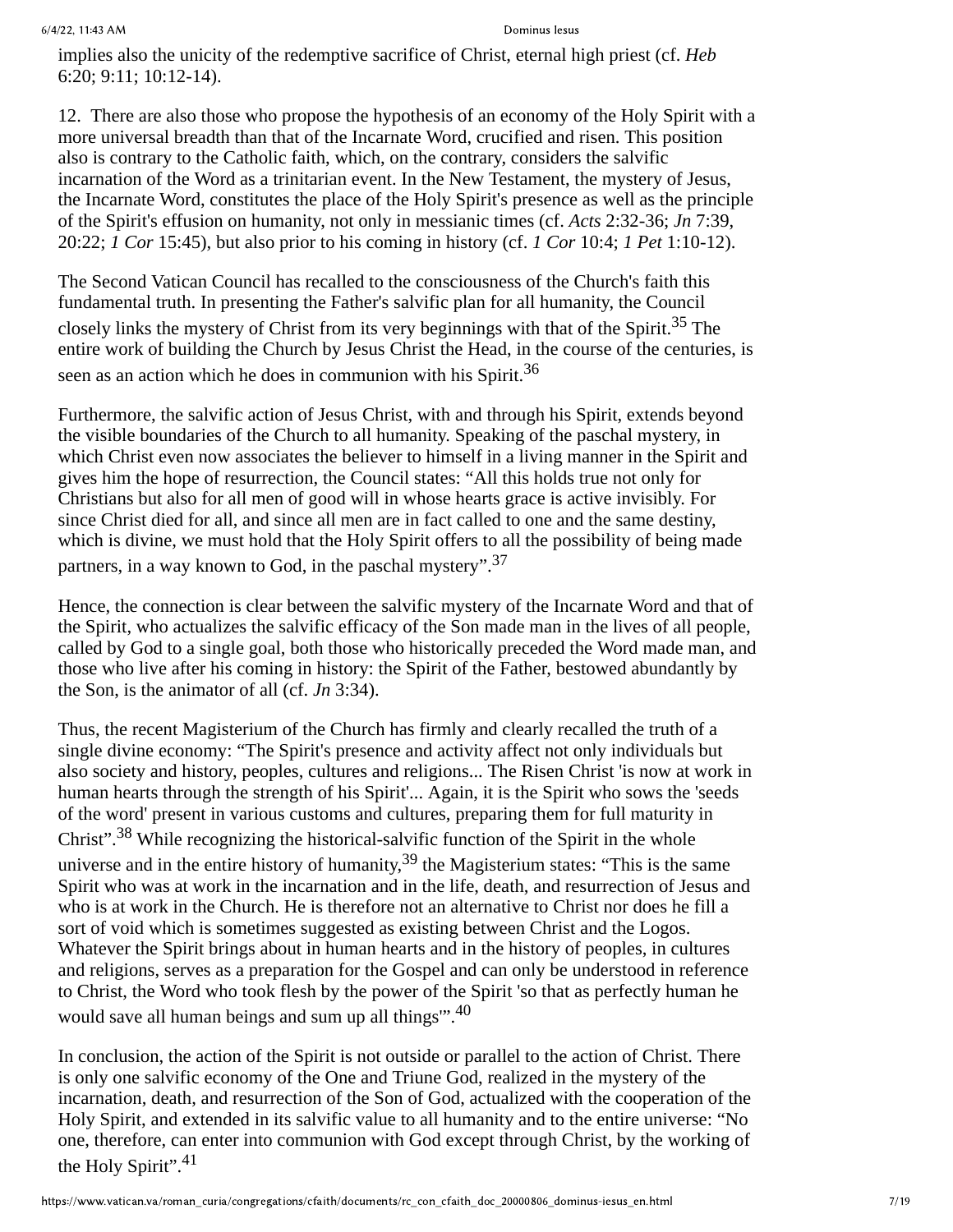implies also the unicity of the redemptive sacrifice of Christ, eternal high priest (cf. *Heb* 6:20; 9:11; 10:12-14).

12. There are also those who propose the hypothesis of an economy of the Holy Spirit with a more universal breadth than that of the Incarnate Word, crucified and risen. This position also is contrary to the Catholic faith, which, on the contrary, considers the salvific incarnation of the Word as a trinitarian event. In the New Testament, the mystery of Jesus, the Incarnate Word, constitutes the place of the Holy Spirit's presence as well as the principle of the Spirit's effusion on humanity, not only in messianic times (cf. *Acts* 2:32-36; *Jn* 7:39, 20:22; *1 Cor* 15:45), but also prior to his coming in history (cf. *1 Cor* 10:4; *1 Pet* 1:10-12).

The Second Vatican Council has recalled to the consciousness of the Church's faith this fundamental truth. In presenting the Father's salvific plan for all humanity, the Council closely links the mystery of Christ from its very beginnings with that of the Spirit.[35] The entire work of building the Church by Jesus Christ the Head, in the course of the centuries, is seen as an action which he does in communion with his Spirit.[36]

Furthermore, the salvific action of Jesus Christ, with and through his Spirit, extends beyond the visible boundaries of the Church to all humanity. Speaking of the paschal mystery, in which Christ even now associates the believer to himself in a living manner in the Spirit and gives him the hope of resurrection, the Council states: “All this holds true not only for Christians but also for all men of good will in whose hearts grace is active invisibly. For since Christ died for all, and since all men are in fact called to one and the same destiny, which is divine, we must hold that the Holy Spirit offers to all the possibility of being made partners, in a way known to God, in the paschal mystery”.[37]

Hence, the connection is clear between the salvific mystery of the Incarnate Word and that of the Spirit, who actualizes the salvific efficacy of the Son made man in the lives of all people, called by God to a single goal, both those who historically preceded the Word made man, and those who live after his coming in history: the Spirit of the Father, bestowed abundantly by the Son, is the animator of all (cf. *Jn* 3:34).

Thus, the recent Magisterium of the Church has firmly and clearly recalled the truth of a single divine economy: “The Spirit's presence and activity affect not only individuals but also society and history, peoples, cultures and religions... The Risen Christ 'is now at work in human hearts through the strength of his Spirit'... Again, it is the Spirit who sows the 'seeds of the word' present in various customs and cultures, preparing them for full maturity in Christ”.[38] While recognizing the historical-salvific function of the Spirit in the whole universe and in the entire history of humanity,[39] the Magisterium states: “This is the same Spirit who was at work in the incarnation and in the life, death, and resurrection of Jesus and who is at work in the Church. He is therefore not an alternative to Christ nor does he fill a sort of void which is sometimes suggested as existing between Christ and the Logos. Whatever the Spirit brings about in human hearts and in the history of peoples, in cultures and religions, serves as a preparation for the Gospel and can only be understood in reference to Christ, the Word who took flesh by the power of the Spirit 'so that as perfectly human he would save all human beings and sum up all things'”.[40]

In conclusion, the action of the Spirit is not outside or parallel to the action of Christ. There is only one salvific economy of the One and Triune God, realized in the mystery of the incarnation, death, and resurrection of the Son of God, actualized with the cooperation of the Holy Spirit, and extended in its salvific value to all humanity and to the entire universe: “No one, therefore, can enter into communion with God except through Christ, by the working of the Holy Spirit”.[41]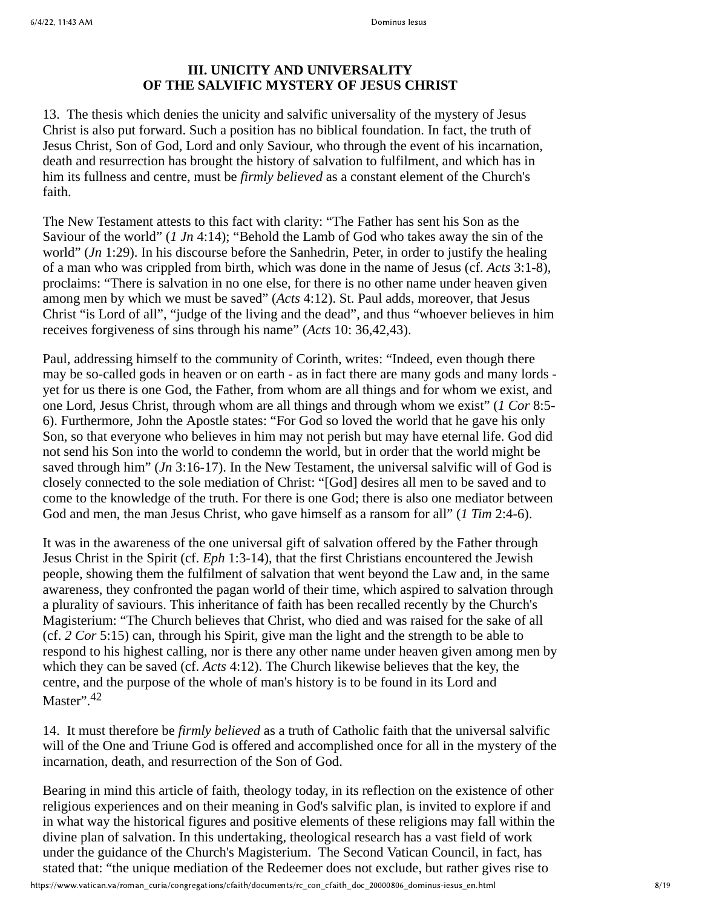## III. UNICITY AND UNIVERSALITY OF THE SALVIFIC MYSTERY OF JESUS CHRIST

13. The thesis which denies the unicity and salvific universality of the mystery of Jesus Christ is also put forward. Such a position has no biblical foundation. In fact, the truth of Jesus Christ, Son of God, Lord and only Saviour, who through the event of his incarnation, death and resurrection has brought the history of salvation to fulfilment, and which has in him its fullness and centre, must be *firmly believed* as a constant element of the Church's faith.

The New Testament attests to this fact with clarity: "The Father has sent his Son as the Saviour of the world" (*1 Jn* 4:14); "Behold the Lamb of God who takes away the sin of the world" (*Jn* 1:29). In his discourse before the Sanhedrin, Peter, in order to justify the healing of a man who was crippled from birth, which was done in the name of Jesus (cf. *Acts* 3:1-8), proclaims: "There is salvation in no one else, for there is no other name under heaven given among men by which we must be saved" (*Acts* 4:12). St. Paul adds, moreover, that Jesus Christ "is Lord of all", "judge of the living and the dead", and thus "whoever believes in him receives forgiveness of sins through his name" (*Acts* 10: 36,42,43).

Paul, addressing himself to the community of Corinth, writes: "Indeed, even though there may be so-called gods in heaven or on earth - as in fact there are many gods and many lords - yet for us there is one God, the Father, from whom are all things and for whom we exist, and one Lord, Jesus Christ, through whom are all things and through whom we exist" (*1 Cor* 8:5-6). Furthermore, John the Apostle states: "For God so loved the world that he gave his only Son, so that everyone who believes in him may not perish but may have eternal life. God did not send his Son into the world to condemn the world, but in order that the world might be saved through him" (*Jn* 3:16-17). In the New Testament, the universal salvific will of God is closely connected to the sole mediation of Christ: "[God] desires all men to be saved and to come to the knowledge of the truth. For there is one God; there is also one mediator between God and men, the man Jesus Christ, who gave himself as a ransom for all" (*1 Tim* 2:4-6).

It was in the awareness of the one universal gift of salvation offered by the Father through Jesus Christ in the Spirit (cf. *Eph* 1:3-14), that the first Christians encountered the Jewish people, showing them the fulfilment of salvation that went beyond the Law and, in the same awareness, they confronted the pagan world of their time, which aspired to salvation through a plurality of saviours. This inheritance of faith has been recalled recently by the Church's Magisterium: "The Church believes that Christ, who died and was raised for the sake of all (cf. *2 Cor* 5:15) can, through his Spirit, give man the light and the strength to be able to respond to his highest calling, nor is there any other name under heaven given among men by which they can be saved (cf. *Acts* 4:12). The Church likewise believes that the key, the centre, and the purpose of the whole of man's history is to be found in its Lord and Master".[42]

14. It must therefore be *firmly believed* as a truth of Catholic faith that the universal salvific will of the One and Triune God is offered and accomplished once for all in the mystery of the incarnation, death, and resurrection of the Son of God.

Bearing in mind this article of faith, theology today, in its reflection on the existence of other religious experiences and on their meaning in God's salvific plan, is invited to explore if and in what way the historical figures and positive elements of these religions may fall within the divine plan of salvation. In this undertaking, theological research has a vast field of work under the guidance of the Church's Magisterium. The Second Vatican Council, in fact, has stated that: "the unique mediation of the Redeemer does not exclude, but rather gives rise to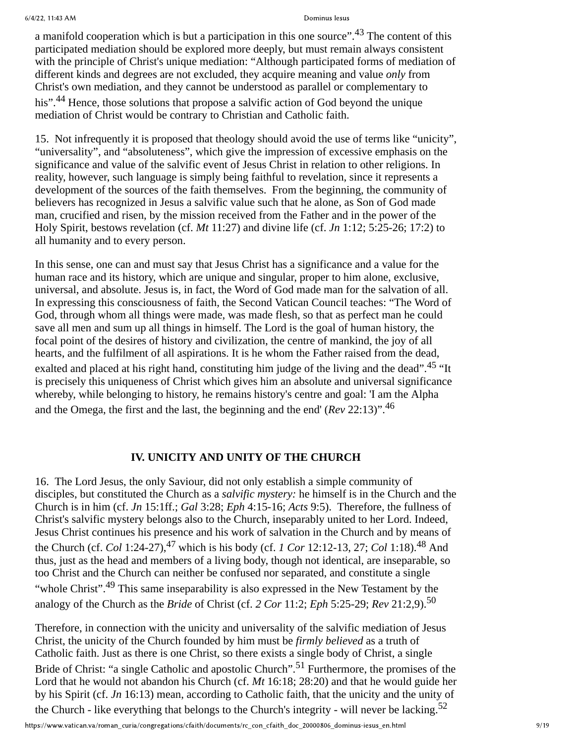a manifold cooperation which is but a participation in this one source".[43] The content of this participated mediation should be explored more deeply, but must remain always consistent with the principle of Christ's unique mediation: "Although participated forms of mediation of different kinds and degrees are not excluded, they acquire meaning and value *only* from Christ's own mediation, and they cannot be understood as parallel or complementary to his".[44] Hence, those solutions that propose a salvific action of God beyond the unique mediation of Christ would be contrary to Christian and Catholic faith.

15. Not infrequently it is proposed that theology should avoid the use of terms like "unicity", "universality", and "absoluteness", which give the impression of excessive emphasis on the significance and value of the salvific event of Jesus Christ in relation to other religions. In reality, however, such language is simply being faithful to revelation, since it represents a development of the sources of the faith themselves. From the beginning, the community of believers has recognized in Jesus a salvific value such that he alone, as Son of God made man, crucified and risen, by the mission received from the Father and in the power of the Holy Spirit, bestows revelation (cf. *Mt* 11:27) and divine life (cf. *Jn* 1:12; 5:25-26; 17:2) to all humanity and to every person.

In this sense, one can and must say that Jesus Christ has a significance and a value for the human race and its history, which are unique and singular, proper to him alone, exclusive, universal, and absolute. Jesus is, in fact, the Word of God made man for the salvation of all. In expressing this consciousness of faith, the Second Vatican Council teaches: "The Word of God, through whom all things were made, was made flesh, so that as perfect man he could save all men and sum up all things in himself. The Lord is the goal of human history, the focal point of the desires of history and civilization, the centre of mankind, the joy of all hearts, and the fulfilment of all aspirations. It is he whom the Father raised from the dead, exalted and placed at his right hand, constituting him judge of the living and the dead".[45] "It is precisely this uniqueness of Christ which gives him an absolute and universal significance whereby, while belonging to history, he remains history's centre and goal: 'I am the Alpha and the Omega, the first and the last, the beginning and the end' (*Rev* 22:13)".[46]

## IV. UNICITY AND UNITY OF THE CHURCH

16. The Lord Jesus, the only Saviour, did not only establish a simple community of disciples, but constituted the Church as a *salvific mystery:* he himself is in the Church and the Church is in him (cf. *Jn* 15:1ff.; *Gal* 3:28; *Eph* 4:15-16; *Acts* 9:5). Therefore, the fullness of Christ's salvific mystery belongs also to the Church, inseparably united to her Lord. Indeed, Jesus Christ continues his presence and his work of salvation in the Church and by means of the Church (cf. *Col* 1:24-27),[47] which is his body (cf. *1 Cor* 12:12-13, 27; *Col* 1:18).[48] And thus, just as the head and members of a living body, though not identical, are inseparable, so too Christ and the Church can neither be confused nor separated, and constitute a single "whole Christ".[49] This same inseparability is also expressed in the New Testament by the analogy of the Church as the *Bride* of Christ (cf. *2 Cor* 11:2; *Eph* 5:25-29; *Rev* 21:2,9).[50]

Therefore, in connection with the unicity and universality of the salvific mediation of Jesus Christ, the unicity of the Church founded by him must be *firmly believed* as a truth of Catholic faith. Just as there is one Christ, so there exists a single body of Christ, a single Bride of Christ: "a single Catholic and apostolic Church".[51] Furthermore, the promises of the Lord that he would not abandon his Church (cf. *Mt* 16:18; 28:20) and that he would guide her by his Spirit (cf. *Jn* 16:13) mean, according to Catholic faith, that the unicity and the unity of the Church - like everything that belongs to the Church's integrity - will never be lacking.[52]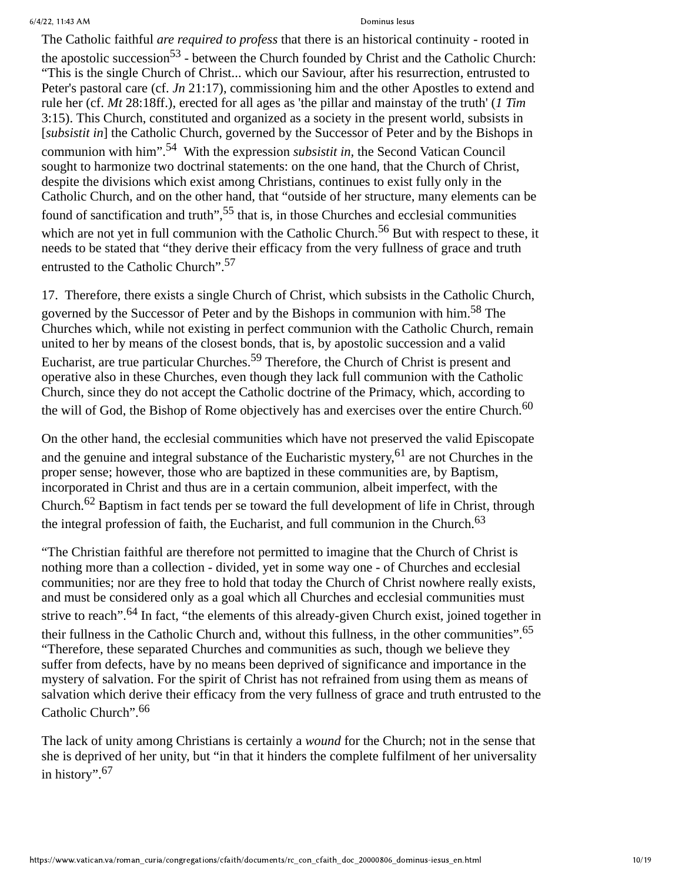The Catholic faithful *are required to profess* that there is an historical continuity - rooted in the apostolic succession[53] - between the Church founded by Christ and the Catholic Church: "This is the single Church of Christ... which our Saviour, after his resurrection, entrusted to Peter's pastoral care (cf. *Jn* 21:17), commissioning him and the other Apostles to extend and rule her (cf. *Mt* 28:18ff.), erected for all ages as 'the pillar and mainstay of the truth' (*1 Tim* 3:15). This Church, constituted and organized as a society in the present world, subsists in [*subsistit in*] the Catholic Church, governed by the Successor of Peter and by the Bishops in communion with him".[54] With the expression *subsistit in*, the Second Vatican Council sought to harmonize two doctrinal statements: on the one hand, that the Church of Christ, despite the divisions which exist among Christians, continues to exist fully only in the Catholic Church, and on the other hand, that "outside of her structure, many elements can be found of sanctification and truth",[55] that is, in those Churches and ecclesial communities which are not yet in full communion with the Catholic Church.[56] But with respect to these, it needs to be stated that "they derive their efficacy from the very fullness of grace and truth entrusted to the Catholic Church".[57]

17. Therefore, there exists a single Church of Christ, which subsists in the Catholic Church, governed by the Successor of Peter and by the Bishops in communion with him.[58] The Churches which, while not existing in perfect communion with the Catholic Church, remain united to her by means of the closest bonds, that is, by apostolic succession and a valid Eucharist, are true particular Churches.[59] Therefore, the Church of Christ is present and operative also in these Churches, even though they lack full communion with the Catholic Church, since they do not accept the Catholic doctrine of the Primacy, which, according to the will of God, the Bishop of Rome objectively has and exercises over the entire Church.[60]

On the other hand, the ecclesial communities which have not preserved the valid Episcopate and the genuine and integral substance of the Eucharistic mystery,[61] are not Churches in the proper sense; however, those who are baptized in these communities are, by Baptism, incorporated in Christ and thus are in a certain communion, albeit imperfect, with the Church.[62] Baptism in fact tends per se toward the full development of life in Christ, through the integral profession of faith, the Eucharist, and full communion in the Church.[63]

"The Christian faithful are therefore not permitted to imagine that the Church of Christ is nothing more than a collection - divided, yet in some way one - of Churches and ecclesial communities; nor are they free to hold that today the Church of Christ nowhere really exists, and must be considered only as a goal which all Churches and ecclesial communities must strive to reach".[64] In fact, "the elements of this already-given Church exist, joined together in their fullness in the Catholic Church and, without this fullness, in the other communities".[65] "Therefore, these separated Churches and communities as such, though we believe they suffer from defects, have by no means been deprived of significance and importance in the mystery of salvation. For the spirit of Christ has not refrained from using them as means of salvation which derive their efficacy from the very fullness of grace and truth entrusted to the Catholic Church".[66]

The lack of unity among Christians is certainly a *wound* for the Church; not in the sense that she is deprived of her unity, but "in that it hinders the complete fulfilment of her universality in history".[67]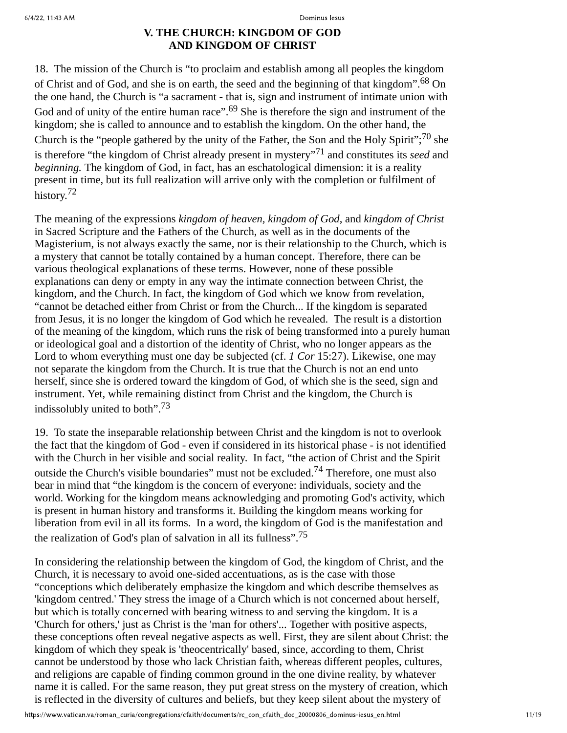## V. THE CHURCH: KINGDOM OF GOD AND KINGDOM OF CHRIST

18. The mission of the Church is "to proclaim and establish among all peoples the kingdom of Christ and of God, and she is on earth, the seed and the beginning of that kingdom".[68] On the one hand, the Church is "a sacrament - that is, sign and instrument of intimate union with God and of unity of the entire human race".[69] She is therefore the sign and instrument of the kingdom; she is called to announce and to establish the kingdom. On the other hand, the Church is the "people gathered by the unity of the Father, the Son and the Holy Spirit";[70] she is therefore "the kingdom of Christ already present in mystery"[71] and constitutes its *seed* and *beginning.* The kingdom of God, in fact, has an eschatological dimension: it is a reality present in time, but its full realization will arrive only with the completion or fulfilment of history.[72]

The meaning of the expressions *kingdom of heaven*, *kingdom of God*, and *kingdom of Christ* in Sacred Scripture and the Fathers of the Church, as well as in the documents of the Magisterium, is not always exactly the same, nor is their relationship to the Church, which is a mystery that cannot be totally contained by a human concept. Therefore, there can be various theological explanations of these terms. However, none of these possible explanations can deny or empty in any way the intimate connection between Christ, the kingdom, and the Church. In fact, the kingdom of God which we know from revelation, "cannot be detached either from Christ or from the Church... If the kingdom is separated from Jesus, it is no longer the kingdom of God which he revealed. The result is a distortion of the meaning of the kingdom, which runs the risk of being transformed into a purely human or ideological goal and a distortion of the identity of Christ, who no longer appears as the Lord to whom everything must one day be subjected (cf. *1 Cor* 15:27). Likewise, one may not separate the kingdom from the Church. It is true that the Church is not an end unto herself, since she is ordered toward the kingdom of God, of which she is the seed, sign and instrument. Yet, while remaining distinct from Christ and the kingdom, the Church is indissolubly united to both".[73]

19. To state the inseparable relationship between Christ and the kingdom is not to overlook the fact that the kingdom of God - even if considered in its historical phase - is not identified with the Church in her visible and social reality. In fact, "the action of Christ and the Spirit outside the Church's visible boundaries" must not be excluded.[74] Therefore, one must also bear in mind that "the kingdom is the concern of everyone: individuals, society and the world. Working for the kingdom means acknowledging and promoting God's activity, which is present in human history and transforms it. Building the kingdom means working for liberation from evil in all its forms. In a word, the kingdom of God is the manifestation and the realization of God's plan of salvation in all its fullness".[75]

In considering the relationship between the kingdom of God, the kingdom of Christ, and the Church, it is necessary to avoid one-sided accentuations, as is the case with those "conceptions which deliberately emphasize the kingdom and which describe themselves as 'kingdom centred.' They stress the image of a Church which is not concerned about herself, but which is totally concerned with bearing witness to and serving the kingdom. It is a 'Church for others,' just as Christ is the 'man for others'... Together with positive aspects, these conceptions often reveal negative aspects as well. First, they are silent about Christ: the kingdom of which they speak is 'theocentrically' based, since, according to them, Christ cannot be understood by those who lack Christian faith, whereas different peoples, cultures, and religions are capable of finding common ground in the one divine reality, by whatever name it is called. For the same reason, they put great stress on the mystery of creation, which is reflected in the diversity of cultures and beliefs, but they keep silent about the mystery of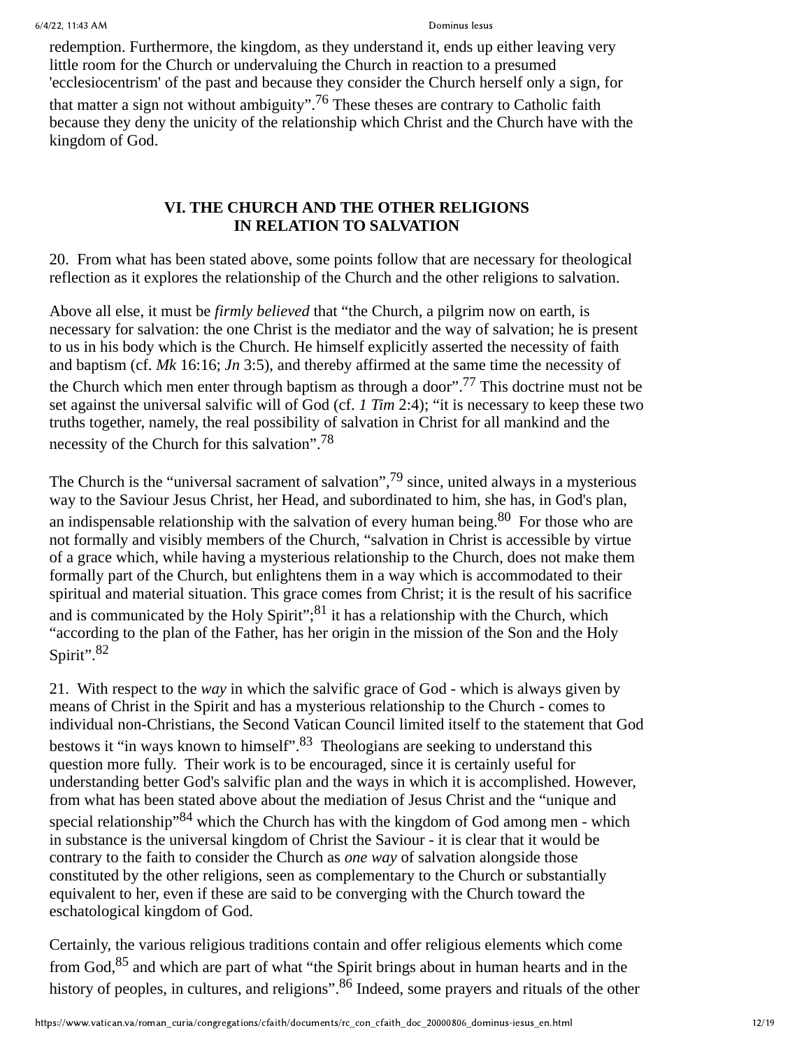redemption. Furthermore, the kingdom, as they understand it, ends up either leaving very little room for the Church or undervaluing the Church in reaction to a presumed 'ecclesiocentrism' of the past and because they consider the Church herself only a sign, for that matter a sign not without ambiguity".[76] These theses are contrary to Catholic faith because they deny the unicity of the relationship which Christ and the Church have with the kingdom of God.

## VI. THE CHURCH AND THE OTHER RELIGIONS IN RELATION TO SALVATION

20. From what has been stated above, some points follow that are necessary for theological reflection as it explores the relationship of the Church and the other religions to salvation.

Above all else, it must be *firmly believed* that "the Church, a pilgrim now on earth, is necessary for salvation: the one Christ is the mediator and the way of salvation; he is present to us in his body which is the Church. He himself explicitly asserted the necessity of faith and baptism (cf. *Mk* 16:16; *Jn* 3:5), and thereby affirmed at the same time the necessity of the Church which men enter through baptism as through a door".[77] This doctrine must not be set against the universal salvific will of God (cf. *1 Tim* 2:4); "it is necessary to keep these two truths together, namely, the real possibility of salvation in Christ for all mankind and the necessity of the Church for this salvation".[78]

The Church is the "universal sacrament of salvation",[79] since, united always in a mysterious way to the Saviour Jesus Christ, her Head, and subordinated to him, she has, in God's plan, an indispensable relationship with the salvation of every human being.[80] For those who are not formally and visibly members of the Church, "salvation in Christ is accessible by virtue of a grace which, while having a mysterious relationship to the Church, does not make them formally part of the Church, but enlightens them in a way which is accommodated to their spiritual and material situation. This grace comes from Christ; it is the result of his sacrifice and is communicated by the Holy Spirit";[81] it has a relationship with the Church, which "according to the plan of the Father, has her origin in the mission of the Son and the Holy Spirit".[82]

21. With respect to the *way* in which the salvific grace of God - which is always given by means of Christ in the Spirit and has a mysterious relationship to the Church - comes to individual non-Christians, the Second Vatican Council limited itself to the statement that God bestows it "in ways known to himself".[83] Theologians are seeking to understand this question more fully. Their work is to be encouraged, since it is certainly useful for understanding better God's salvific plan and the ways in which it is accomplished. However, from what has been stated above about the mediation of Jesus Christ and the "unique and special relationship"[84] which the Church has with the kingdom of God among men - which in substance is the universal kingdom of Christ the Saviour - it is clear that it would be contrary to the faith to consider the Church as *one way* of salvation alongside those constituted by the other religions, seen as complementary to the Church or substantially equivalent to her, even if these are said to be converging with the Church toward the eschatological kingdom of God.

Certainly, the various religious traditions contain and offer religious elements which come from God,[85] and which are part of what "the Spirit brings about in human hearts and in the history of peoples, in cultures, and religions".[86] Indeed, some prayers and rituals of the other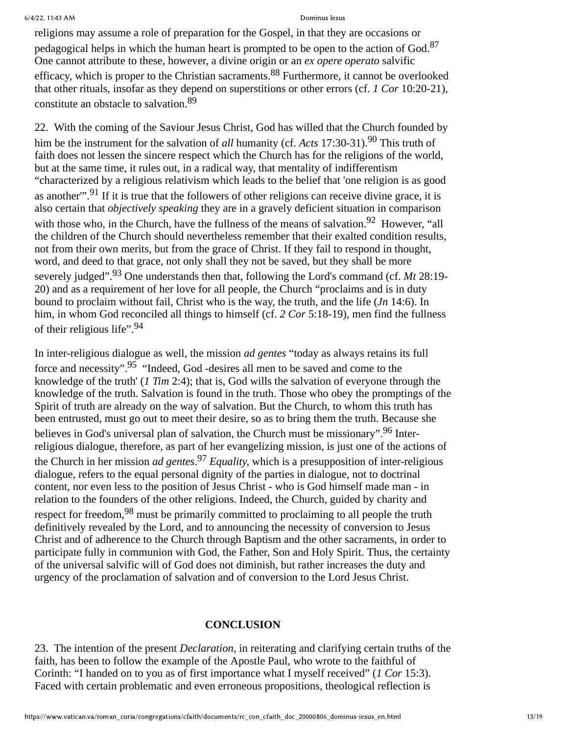religions may assume a role of preparation for the Gospel, in that they are occasions or pedagogical helps in which the human heart is prompted to be open to the action of God.[87] One cannot attribute to these, however, a divine origin or an *ex opere operato* salvific efficacy, which is proper to the Christian sacraments.[88] Furthermore, it cannot be overlooked that other rituals, insofar as they depend on superstitions or other errors (cf. *1 Cor* 10:20-21), constitute an obstacle to salvation.[89]

22. With the coming of the Saviour Jesus Christ, God has willed that the Church founded by him be the instrument for the salvation of *all* humanity (cf. *Acts* 17:30-31).[90] This truth of faith does not lessen the sincere respect which the Church has for the religions of the world, but at the same time, it rules out, in a radical way, that mentality of indifferentism "characterized by a religious relativism which leads to the belief that 'one religion is as good as another'".[91] If it is true that the followers of other religions can receive divine grace, it is also certain that *objectively speaking* they are in a gravely deficient situation in comparison with those who, in the Church, have the fullness of the means of salvation.[92] However, "all the children of the Church should nevertheless remember that their exalted condition results, not from their own merits, but from the grace of Christ. If they fail to respond in thought, word, and deed to that grace, not only shall they not be saved, but they shall be more severely judged".[93] One understands then that, following the Lord's command (cf. *Mt* 28:19-20) and as a requirement of her love for all people, the Church "proclaims and is in duty bound to proclaim without fail, Christ who is the way, the truth, and the life (*Jn* 14:6). In him, in whom God reconciled all things to himself (cf. *2 Cor* 5:18-19), men find the fullness of their religious life".[94]

In inter-religious dialogue as well, the mission *ad gentes* "today as always retains its full force and necessity".[95] "Indeed, God -desires all men to be saved and come to the knowledge of the truth' (*1 Tim* 2:4); that is, God wills the salvation of everyone through the knowledge of the truth. Salvation is found in the truth. Those who obey the promptings of the Spirit of truth are already on the way of salvation. But the Church, to whom this truth has been entrusted, must go out to meet their desire, so as to bring them the truth. Because she believes in God's universal plan of salvation, the Church must be missionary".[96] Inter-religious dialogue, therefore, as part of her evangelizing mission, is just one of the actions of the Church in her mission *ad gentes*.[97] *Equality*, which is a presupposition of inter-religious dialogue, refers to the equal personal dignity of the parties in dialogue, not to doctrinal content, nor even less to the position of Jesus Christ - who is God himself made man - in relation to the founders of the other religions. Indeed, the Church, guided by charity and respect for freedom,[98] must be primarily committed to proclaiming to all people the truth definitively revealed by the Lord, and to announcing the necessity of conversion to Jesus Christ and of adherence to the Church through Baptism and the other sacraments, in order to participate fully in communion with God, the Father, Son and Holy Spirit. Thus, the certainty of the universal salvific will of God does not diminish, but rather increases the duty and urgency of the proclamation of salvation and of conversion to the Lord Jesus Christ.

## CONCLUSION

23. The intention of the present *Declaration*, in reiterating and clarifying certain truths of the faith, has been to follow the example of the Apostle Paul, who wrote to the faithful of Corinth: "I handed on to you as of first importance what I myself received" (*1 Cor* 15:3). Faced with certain problematic and even erroneous propositions, theological reflection is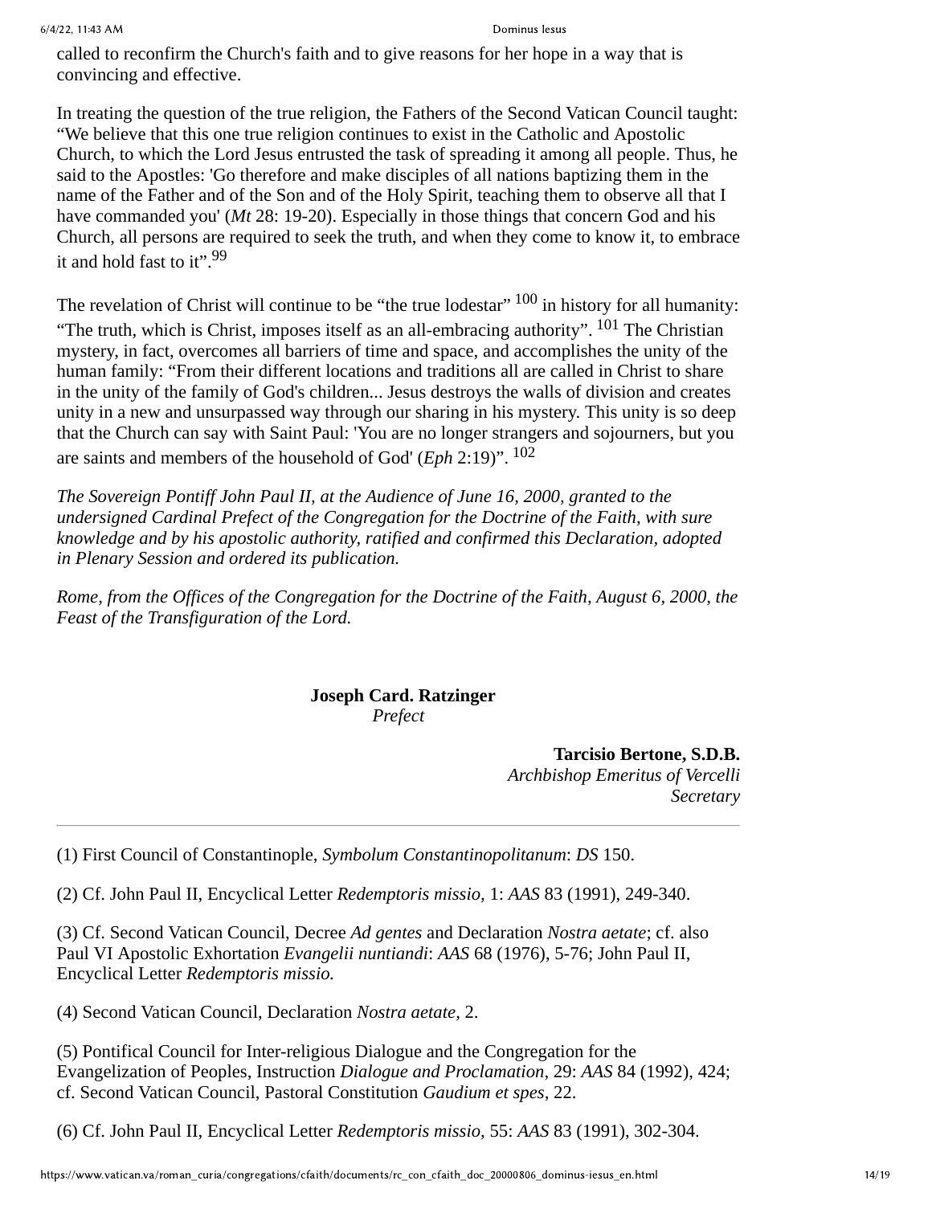called to reconfirm the Church's faith and to give reasons for her hope in a way that is convincing and effective.

In treating the question of the true religion, the Fathers of the Second Vatican Council taught: “We believe that this one true religion continues to exist in the Catholic and Apostolic Church, to which the Lord Jesus entrusted the task of spreading it among all people. Thus, he said to the Apostles: 'Go therefore and make disciples of all nations baptizing them in the name of the Father and of the Son and of the Holy Spirit, teaching them to observe all that I have commanded you' (*Mt* 28: 19-20). Especially in those things that concern God and his Church, all persons are required to seek the truth, and when they come to know it, to embrace it and hold fast to it”.[99]

The revelation of Christ will continue to be “the true lodestar” [100] in history for all humanity: “The truth, which is Christ, imposes itself as an all-embracing authority”. [101] The Christian mystery, in fact, overcomes all barriers of time and space, and accomplishes the unity of the human family: “From their different locations and traditions all are called in Christ to share in the unity of the family of God's children... Jesus destroys the walls of division and creates unity in a new and unsurpassed way through our sharing in his mystery. This unity is so deep that the Church can say with Saint Paul: 'You are no longer strangers and sojourners, but you are saints and members of the household of God' (*Eph* 2:19)”. [102]

*The Sovereign Pontiff John Paul II, at the Audience of June 16, 2000, granted to the undersigned Cardinal Prefect of the Congregation for the Doctrine of the Faith, with sure knowledge and by his apostolic authority, ratified and confirmed this Declaration, adopted in Plenary Session and ordered its publication.*

*Rome, from the Offices of the Congregation for the Doctrine of the Faith, August 6, 2000, the Feast of the Transfiguration of the Lord.*

**Joseph Card. Ratzinger**
*Prefect*

**Tarcisio Bertone, S.D.B.**
*Archbishop Emeritus of Vercelli*
*Secretary*

---

(1) First Council of Constantinople, *Symbolum Constantinopolitanum*: *DS* 150.

(2) Cf. John Paul II, Encyclical Letter *Redemptoris missio,* 1: *AAS* 83 (1991), 249-340.

(3) Cf. Second Vatican Council, Decree *Ad gentes* and Declaration *Nostra aetate*; cf. also Paul VI Apostolic Exhortation *Evangelii nuntiandi*: *AAS* 68 (1976), 5-76; John Paul II, Encyclical Letter *Redemptoris missio.*

(4) Second Vatican Council, Declaration *Nostra aetate*, 2.

(5) Pontifical Council for Inter-religious Dialogue and the Congregation for the Evangelization of Peoples, Instruction *Dialogue and Proclamation*, 29: *AAS* 84 (1992), 424; cf. Second Vatican Council, Pastoral Constitution *Gaudium et spes*, 22.

(6) Cf. John Paul II, Encyclical Letter *Redemptoris missio*, 55: *AAS* 83 (1991), 302-304.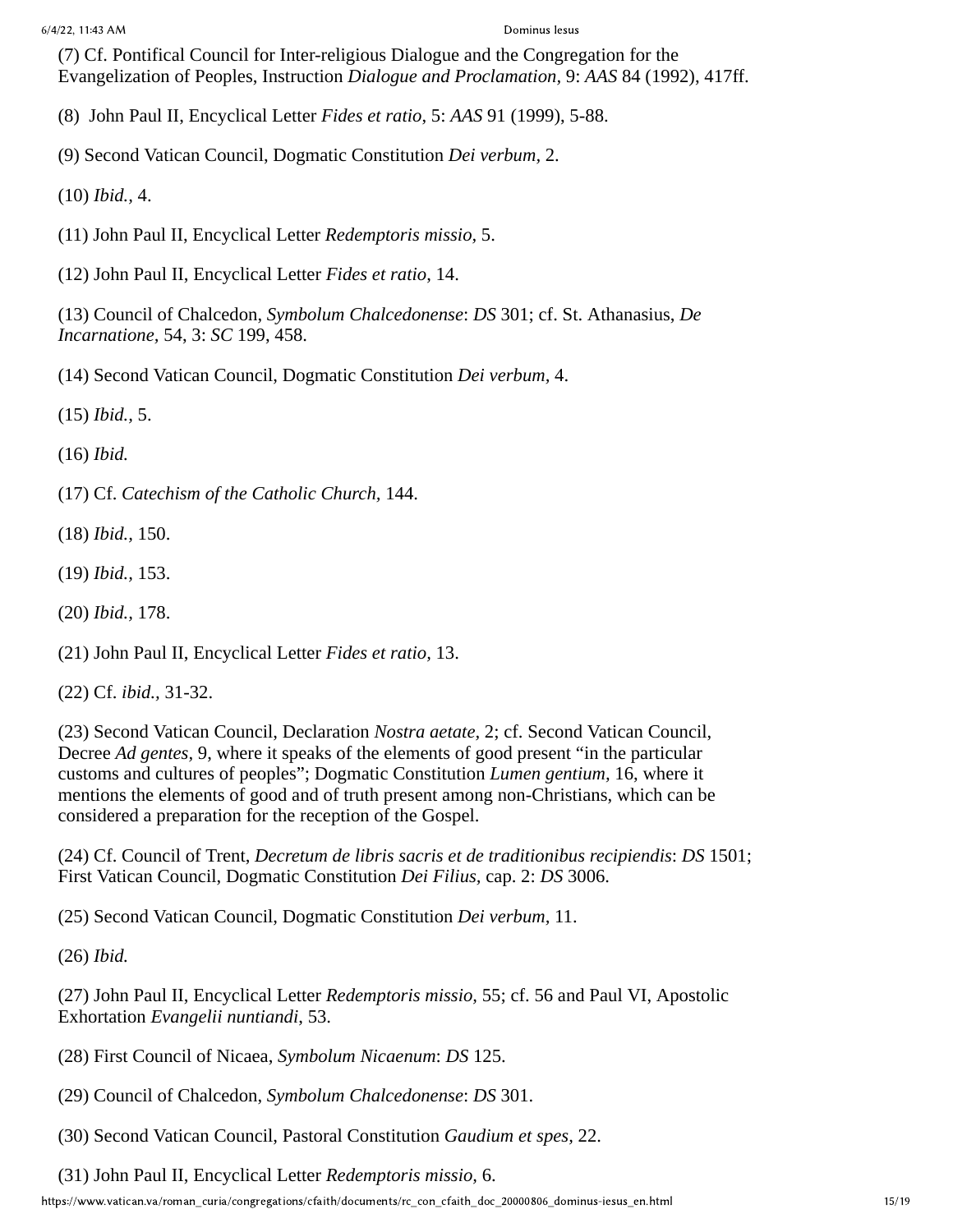(7) Cf. Pontifical Council for Inter-religious Dialogue and the Congregation for the Evangelization of Peoples, Instruction *Dialogue and Proclamation*, 9: *AAS* 84 (1992), 417ff.

(8) John Paul II, Encyclical Letter *Fides et ratio*, 5: *AAS* 91 (1999), 5-88.

(9) Second Vatican Council, Dogmatic Constitution *Dei verbum*, 2.

(10) *Ibid.*, 4.

(11) John Paul II, Encyclical Letter *Redemptoris missio*, 5.

(12) John Paul II, Encyclical Letter *Fides et ratio*, 14.

(13) Council of Chalcedon, *Symbolum Chalcedonense*: *DS* 301; cf. St. Athanasius, *De Incarnatione*, 54, 3: *SC* 199, 458.

(14) Second Vatican Council, Dogmatic Constitution *Dei verbum*, 4.

(15) *Ibid.*, 5.

(16) *Ibid.*

(17) Cf. *Catechism of the Catholic Church*, 144.

(18) *Ibid.*, 150.

(19) *Ibid.*, 153.

(20) *Ibid.*, 178.

(21) John Paul II, Encyclical Letter *Fides et ratio*, 13.

(22) Cf. *ibid.*, 31-32.

(23) Second Vatican Council, Declaration *Nostra aetate*, 2; cf. Second Vatican Council, Decree *Ad gentes*, 9, where it speaks of the elements of good present "in the particular customs and cultures of peoples"; Dogmatic Constitution *Lumen gentium*, 16, where it mentions the elements of good and of truth present among non-Christians, which can be considered a preparation for the reception of the Gospel.

(24) Cf. Council of Trent, *Decretum de libris sacris et de traditionibus recipiendis*: *DS* 1501; First Vatican Council, Dogmatic Constitution *Dei Filius*, cap. 2: *DS* 3006.

(25) Second Vatican Council, Dogmatic Constitution *Dei verbum*, 11.

(26) *Ibid.*

(27) John Paul II, Encyclical Letter *Redemptoris missio*, 55; cf. 56 and Paul VI, Apostolic Exhortation *Evangelii nuntiandi*, 53.

(28) First Council of Nicaea, *Symbolum Nicaenum*: *DS* 125.

(29) Council of Chalcedon, *Symbolum Chalcedonense*: *DS* 301.

(30) Second Vatican Council, Pastoral Constitution *Gaudium et spes*, 22.

(31) John Paul II, Encyclical Letter *Redemptoris missio*, 6.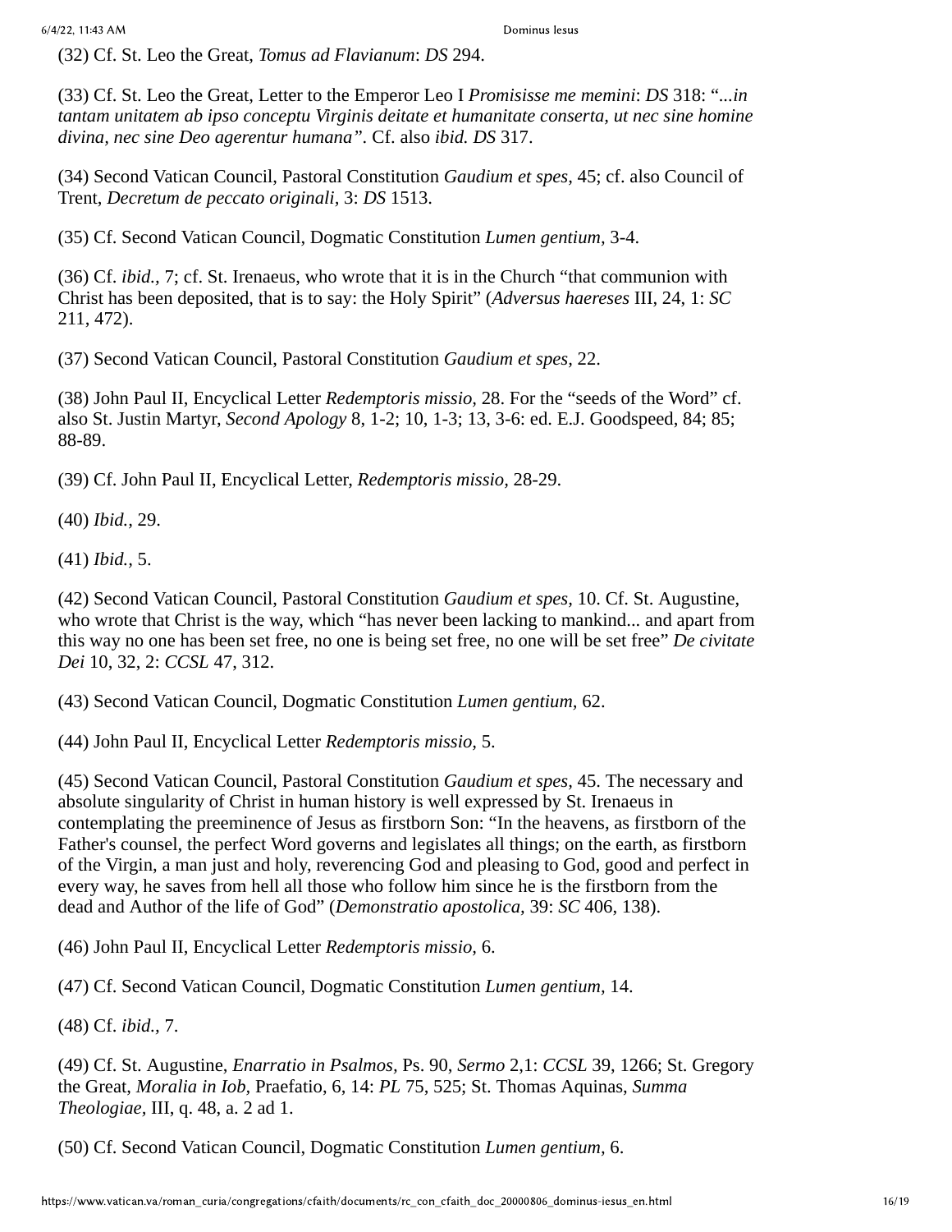(32) Cf. St. Leo the Great, *Tomus ad Flavianum*: *DS* 294.

(33) Cf. St. Leo the Great, Letter to the Emperor Leo I *Promisisse me memini*: *DS* 318: "*...in tantam unitatem ab ipso conceptu Virginis deitate et humanitate conserta, ut nec sine homine divina, nec sine Deo agerentur humana*". Cf. also *ibid. DS* 317.

(34) Second Vatican Council, Pastoral Constitution *Gaudium et spes*, 45; cf. also Council of Trent, *Decretum de peccato originali*, 3: *DS* 1513.

(35) Cf. Second Vatican Council, Dogmatic Constitution *Lumen gentium,* 3-4.

(36) Cf. *ibid.,* 7; cf. St. Irenaeus, who wrote that it is in the Church "that communion with Christ has been deposited, that is to say: the Holy Spirit" (*Adversus haereses* III, 24, 1: *SC* 211, 472).

(37) Second Vatican Council, Pastoral Constitution *Gaudium et spes,* 22.

(38) John Paul II, Encyclical Letter *Redemptoris missio,* 28. For the "seeds of the Word" cf. also St. Justin Martyr, *Second Apology* 8, 1-2; 10, 1-3; 13, 3-6: ed. E.J. Goodspeed, 84; 85; 88-89.

(39) Cf. John Paul II, Encyclical Letter, *Redemptoris missio,* 28-29.

(40) *Ibid.,* 29.

(41) *Ibid.,* 5.

(42) Second Vatican Council, Pastoral Constitution *Gaudium et spes,* 10. Cf. St. Augustine, who wrote that Christ is the way, which "has never been lacking to mankind... and apart from this way no one has been set free, no one is being set free, no one will be set free" *De civitate Dei* 10, 32, 2: *CCSL* 47, 312.

(43) Second Vatican Council, Dogmatic Constitution *Lumen gentium,* 62.

(44) John Paul II, Encyclical Letter *Redemptoris missio,* 5.

(45) Second Vatican Council, Pastoral Constitution *Gaudium et spes,* 45. The necessary and absolute singularity of Christ in human history is well expressed by St. Irenaeus in contemplating the preeminence of Jesus as firstborn Son: "In the heavens, as firstborn of the Father's counsel, the perfect Word governs and legislates all things; on the earth, as firstborn of the Virgin, a man just and holy, reverencing God and pleasing to God, good and perfect in every way, he saves from hell all those who follow him since he is the firstborn from the dead and Author of the life of God" (*Demonstratio apostolica,* 39: *SC* 406, 138).

(46) John Paul II, Encyclical Letter *Redemptoris missio,* 6.

(47) Cf. Second Vatican Council, Dogmatic Constitution *Lumen gentium,* 14.

(48) Cf. *ibid.,* 7.

(49) Cf. St. Augustine, *Enarratio in Psalmos,* Ps. 90, *Sermo* 2,1: *CCSL* 39, 1266; St. Gregory the Great, *Moralia in Iob,* Praefatio, 6, 14: *PL* 75, 525; St. Thomas Aquinas, *Summa Theologiae*, III, q. 48, a. 2 ad 1.

(50) Cf. Second Vatican Council, Dogmatic Constitution *Lumen gentium,* 6.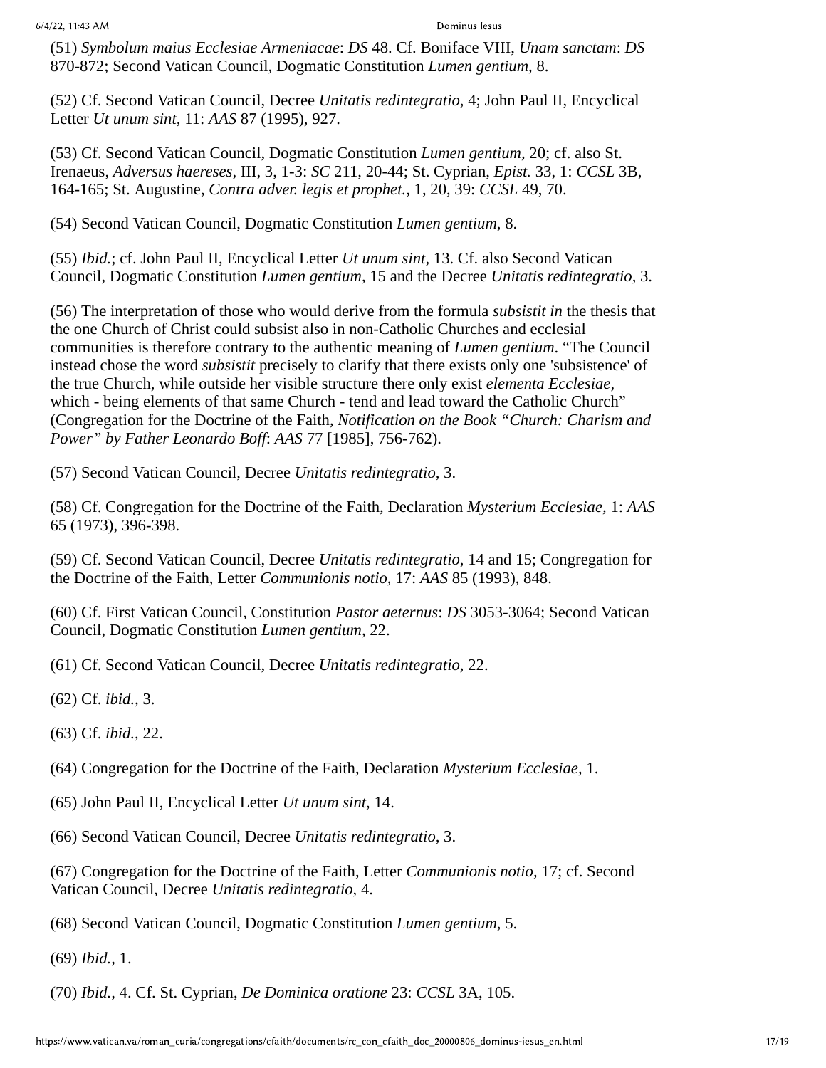(51) *Symbolum maius Ecclesiae Armeniacae*: *DS* 48. Cf. Boniface VIII, *Unam sanctam*: *DS* 870-872; Second Vatican Council, Dogmatic Constitution *Lumen gentium*, 8.

(52) Cf. Second Vatican Council, Decree *Unitatis redintegratio,* 4; John Paul II, Encyclical Letter *Ut unum sint,* 11: *AAS* 87 (1995), 927.

(53) Cf. Second Vatican Council, Dogmatic Constitution *Lumen gentium,* 20; cf. also St. Irenaeus, *Adversus haereses*, III, 3, 1-3: *SC* 211, 20-44; St. Cyprian, *Epist.* 33, 1: *CCSL* 3B, 164-165; St. Augustine, *Contra adver. legis et prophet.*, 1, 20, 39: *CCSL* 49, 70.

(54) Second Vatican Council, Dogmatic Constitution *Lumen gentium,* 8.

(55) *Ibid.*; cf. John Paul II, Encyclical Letter *Ut unum sint,* 13. Cf. also Second Vatican Council, Dogmatic Constitution *Lumen gentium,* 15 and the Decree *Unitatis redintegratio,* 3.

(56) The interpretation of those who would derive from the formula *subsistit in* the thesis that the one Church of Christ could subsist also in non-Catholic Churches and ecclesial communities is therefore contrary to the authentic meaning of *Lumen gentium*. "The Council instead chose the word *subsistit* precisely to clarify that there exists only one 'subsistence' of the true Church, while outside her visible structure there only exist *elementa Ecclesiae*, which - being elements of that same Church - tend and lead toward the Catholic Church" (Congregation for the Doctrine of the Faith, *Notification on the Book "Church: Charism and Power" by Father Leonardo Boff*: *AAS* 77 [1985], 756-762).

(57) Second Vatican Council, Decree *Unitatis redintegratio,* 3.

(58) Cf. Congregation for the Doctrine of the Faith, Declaration *Mysterium Ecclesiae,* 1: *AAS* 65 (1973), 396-398.

(59) Cf. Second Vatican Council, Decree *Unitatis redintegratio,* 14 and 15; Congregation for the Doctrine of the Faith, Letter *Communionis notio,* 17: *AAS* 85 (1993), 848.

(60) Cf. First Vatican Council, Constitution *Pastor aeternus*: *DS* 3053-3064; Second Vatican Council, Dogmatic Constitution *Lumen gentium,* 22.

(61) Cf. Second Vatican Council, Decree *Unitatis redintegratio,* 22.

(62) Cf. *ibid.,* 3.

(63) Cf. *ibid.,* 22.

(64) Congregation for the Doctrine of the Faith, Declaration *Mysterium Ecclesiae,* 1.

(65) John Paul II, Encyclical Letter *Ut unum sint,* 14.

(66) Second Vatican Council, Decree *Unitatis redintegratio,* 3.

(67) Congregation for the Doctrine of the Faith, Letter *Communionis notio,* 17; cf. Second Vatican Council, Decree *Unitatis redintegratio,* 4.

(68) Second Vatican Council, Dogmatic Constitution *Lumen gentium,* 5.

(69) *Ibid.,* 1.

(70) *Ibid.,* 4. Cf. St. Cyprian, *De Dominica oratione* 23: *CCSL* 3A, 105.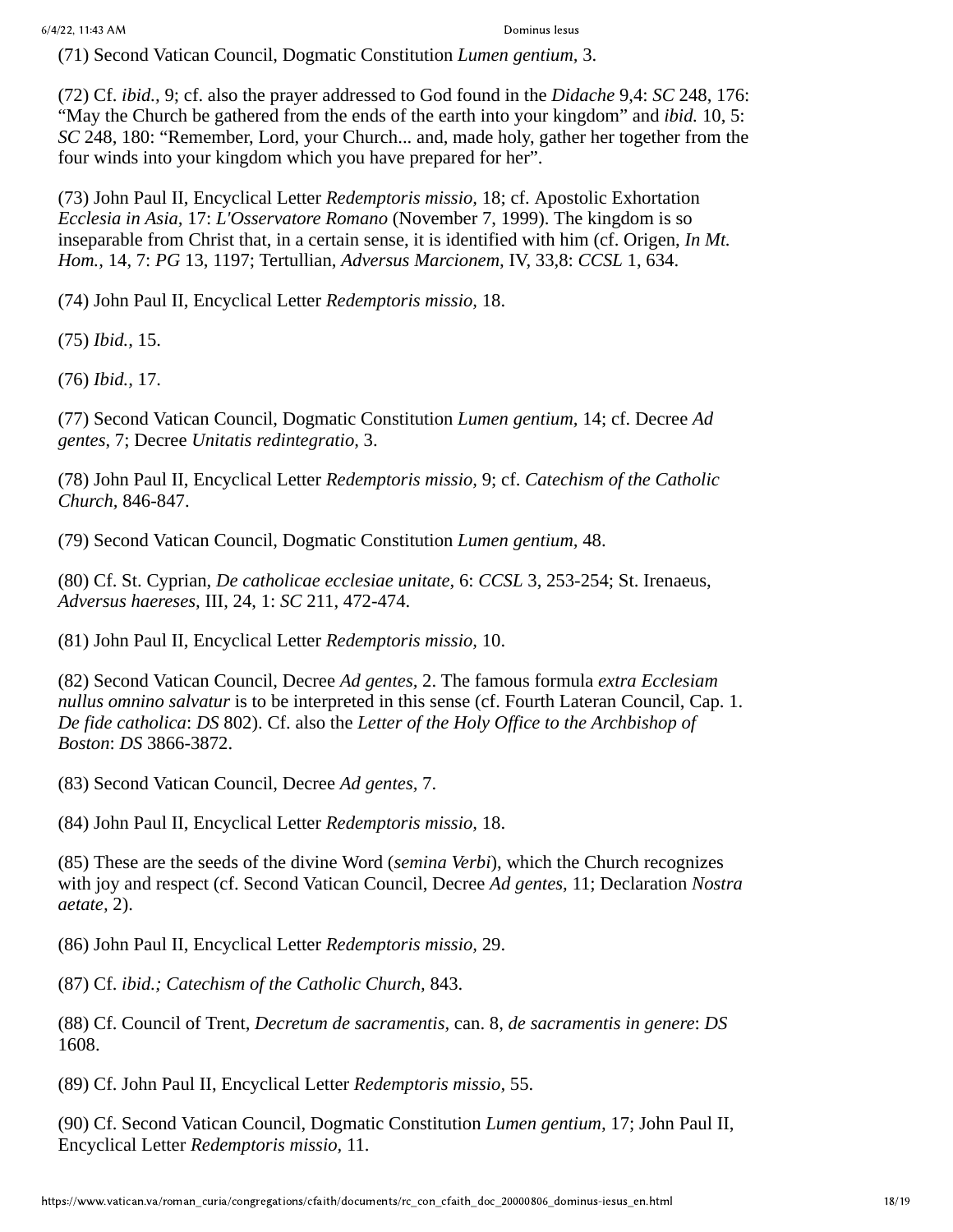(71) Second Vatican Council, Dogmatic Constitution *Lumen gentium*, 3.

(72) Cf. *ibid.*, 9; cf. also the prayer addressed to God found in the *Didache* 9,4: *SC* 248, 176: "May the Church be gathered from the ends of the earth into your kingdom" and *ibid.* 10, 5: *SC* 248, 180: "Remember, Lord, your Church... and, made holy, gather her together from the four winds into your kingdom which you have prepared for her".

(73) John Paul II, Encyclical Letter *Redemptoris missio*, 18; cf. Apostolic Exhortation *Ecclesia in Asia*, 17: *L'Osservatore Romano* (November 7, 1999). The kingdom is so inseparable from Christ that, in a certain sense, it is identified with him (cf. Origen, *In Mt. Hom.*, 14, 7: *PG* 13, 1197; Tertullian, *Adversus Marcionem*, IV, 33,8: *CCSL* 1, 634.

(74) John Paul II, Encyclical Letter *Redemptoris missio*, 18.

(75) *Ibid.*, 15.

(76) *Ibid.*, 17.

(77) Second Vatican Council, Dogmatic Constitution *Lumen gentium*, 14; cf. Decree *Ad gentes*, 7; Decree *Unitatis redintegratio*, 3.

(78) John Paul II, Encyclical Letter *Redemptoris missio*, 9; cf. *Catechism of the Catholic Church*, 846-847.

(79) Second Vatican Council, Dogmatic Constitution *Lumen gentium*, 48.

(80) Cf. St. Cyprian, *De catholicae ecclesiae unitate*, 6: *CCSL* 3, 253-254; St. Irenaeus, *Adversus haereses*, III, 24, 1: *SC* 211, 472-474.

(81) John Paul II, Encyclical Letter *Redemptoris missio*, 10.

(82) Second Vatican Council, Decree *Ad gentes*, 2. The famous formula *extra Ecclesiam nullus omnino salvatur* is to be interpreted in this sense (cf. Fourth Lateran Council, Cap. 1. *De fide catholica*: *DS* 802). Cf. also the *Letter of the Holy Office to the Archbishop of Boston*: *DS* 3866-3872.

(83) Second Vatican Council, Decree *Ad gentes*, 7.

(84) John Paul II, Encyclical Letter *Redemptoris missio*, 18.

(85) These are the seeds of the divine Word (*semina Verbi*), which the Church recognizes with joy and respect (cf. Second Vatican Council, Decree *Ad gentes*, 11; Declaration *Nostra aetate*, 2).

(86) John Paul II, Encyclical Letter *Redemptoris missio*, 29.

(87) Cf. *ibid.; Catechism of the Catholic Church*, 843.

(88) Cf. Council of Trent, *Decretum de sacramentis*, can. 8, *de sacramentis in genere*: *DS* 1608.

(89) Cf. John Paul II, Encyclical Letter *Redemptoris missio*, 55.

(90) Cf. Second Vatican Council, Dogmatic Constitution *Lumen gentium*, 17; John Paul II, Encyclical Letter *Redemptoris missio*, 11.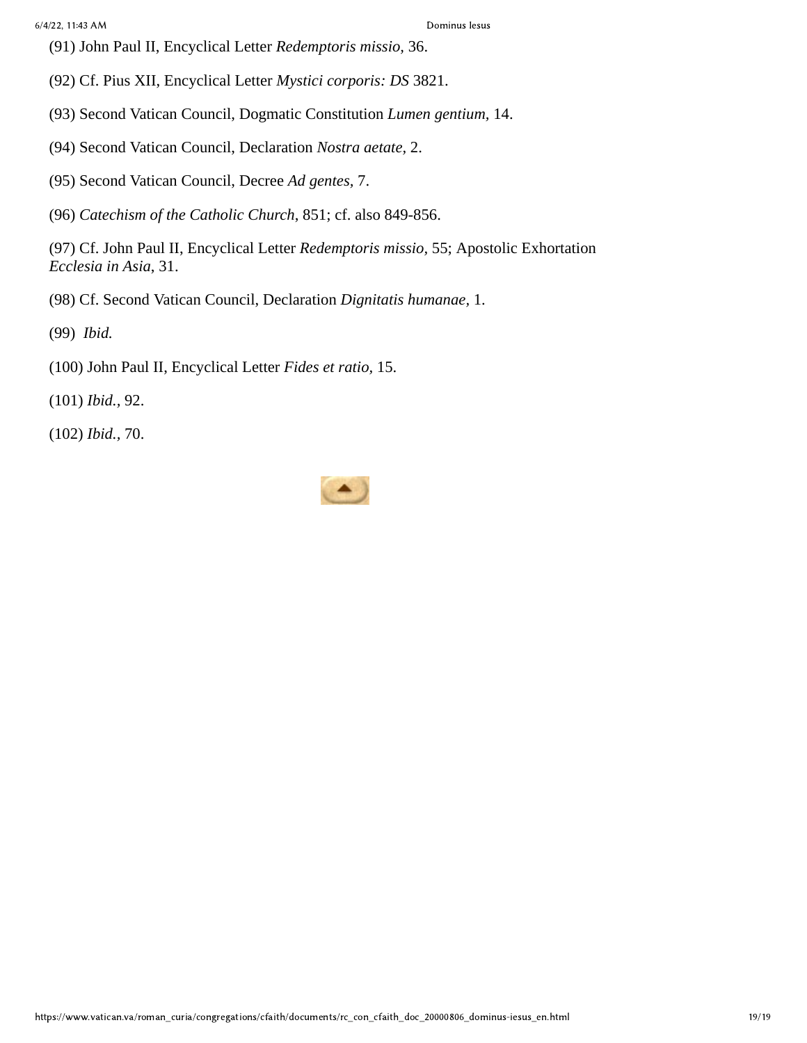(91) John Paul II, Encyclical Letter *Redemptoris missio,* 36.

(92) Cf. Pius XII, Encyclical Letter *Mystici corporis: DS* 3821.

(93) Second Vatican Council, Dogmatic Constitution *Lumen gentium,* 14.

(94) Second Vatican Council, Declaration *Nostra aetate,* 2.

(95) Second Vatican Council, Decree *Ad gentes,* 7.

(96) *Catechism of the Catholic Church*, 851; cf. also 849-856.

(97) Cf. John Paul II, Encyclical Letter *Redemptoris missio,* 55; Apostolic Exhortation *Ecclesia in Asia*, 31.

(98) Cf. Second Vatican Council, Declaration *Dignitatis humanae,* 1.

(99) *Ibid.*

(100) John Paul II, Encyclical Letter *Fides et ratio,* 15.

(101) *Ibid.,* 92.

(102) *Ibid.,* 70.